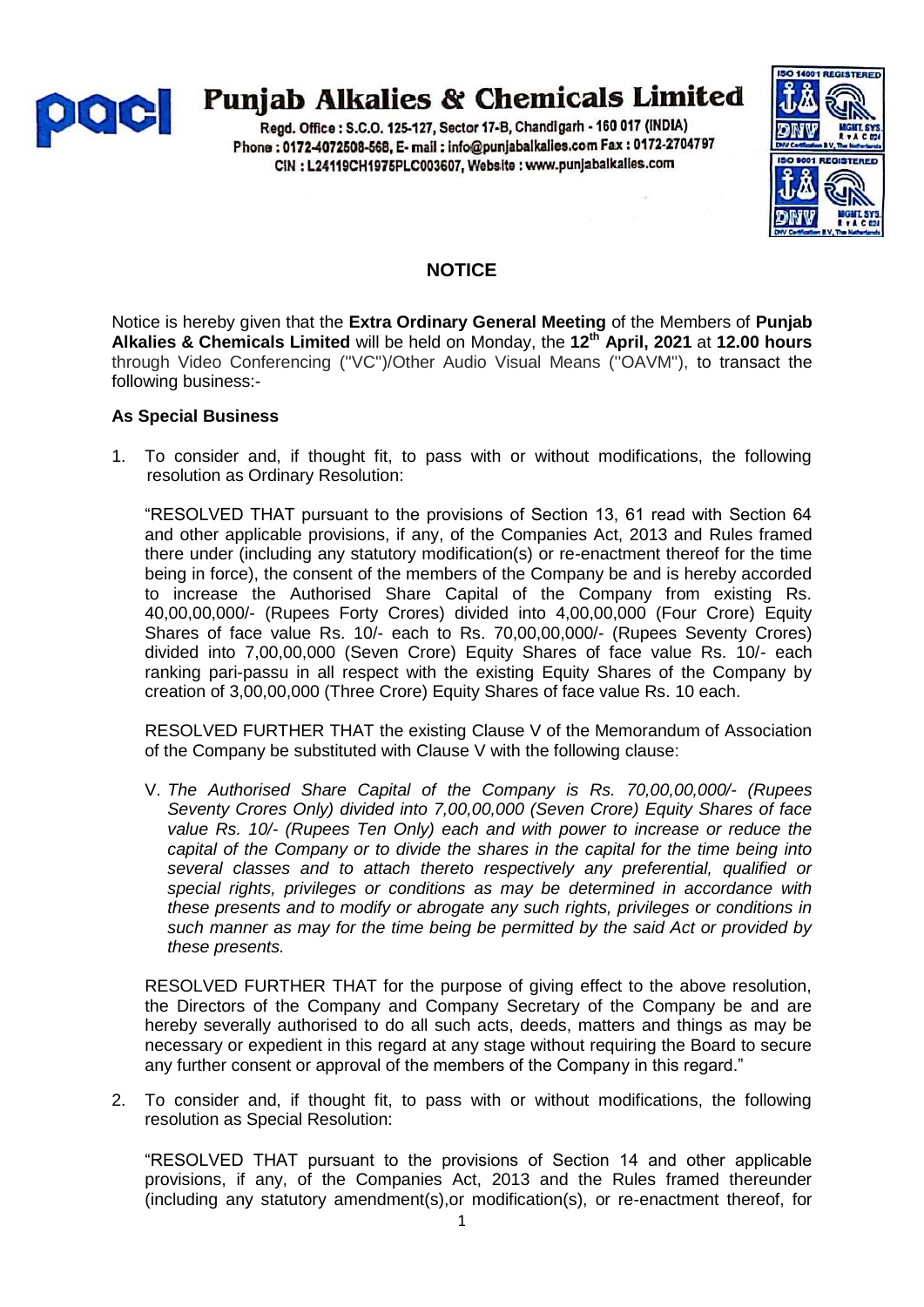# Punjab Alkalies & Chemicals Limited

Regd. Office : S.C.O. 125-127, Sector 17-B, Chandigarh - 160 017 (INDIA)
Phone : 0172-4072508-568, E- mail : info@punjabalkalies.com Fax : 0172-2704797
CIN : L24119CH1975PLC003607, Website : www.punjabalkalies.com

## NOTICE

Notice is hereby given that the **Extra Ordinary General Meeting** of the Members of **Punjab Alkalies & Chemicals Limited** will be held on Monday, the **12th April, 2021** at **12.00 hours** through Video Conferencing ("VC")/Other Audio Visual Means ("OAVM"), to transact the following business:-

**As Special Business**

1. To consider and, if thought fit, to pass with or without modifications, the following resolution as Ordinary Resolution:

   "RESOLVED THAT pursuant to the provisions of Section 13, 61 read with Section 64 and other applicable provisions, if any, of the Companies Act, 2013 and Rules framed there under (including any statutory modification(s) or re-enactment thereof for the time being in force), the consent of the members of the Company be and is hereby accorded to increase the Authorised Share Capital of the Company from existing Rs. 40,00,00,000/- (Rupees Forty Crores) divided into 4,00,00,000 (Four Crore) Equity Shares of face value Rs. 10/- each to Rs. 70,00,00,000/- (Rupees Seventy Crores) divided into 7,00,00,000 (Seven Crore) Equity Shares of face value Rs. 10/- each ranking pari-passu in all respect with the existing Equity Shares of the Company by creation of 3,00,00,000 (Three Crore) Equity Shares of face value Rs. 10 each.

   RESOLVED FURTHER THAT the existing Clause V of the Memorandum of Association of the Company be substituted with Clause V with the following clause:

   V. *The Authorised Share Capital of the Company is Rs. 70,00,00,000/- (Rupees Seventy Crores Only) divided into 7,00,00,000 (Seven Crore) Equity Shares of face value Rs. 10/- (Rupees Ten Only) each and with power to increase or reduce the capital of the Company or to divide the shares in the capital for the time being into several classes and to attach thereto respectively any preferential, qualified or special rights, privileges or conditions as may be determined in accordance with these presents and to modify or abrogate any such rights, privileges or conditions in such manner as may for the time being be permitted by the said Act or provided by these presents.*

   RESOLVED FURTHER THAT for the purpose of giving effect to the above resolution, the Directors of the Company and Company Secretary of the Company be and are hereby severally authorised to do all such acts, deeds, matters and things as may be necessary or expedient in this regard at any stage without requiring the Board to secure any further consent or approval of the members of the Company in this regard."

2. To consider and, if thought fit, to pass with or without modifications, the following resolution as Special Resolution:

   "RESOLVED THAT pursuant to the provisions of Section 14 and other applicable provisions, if any, of the Companies Act, 2013 and the Rules framed thereunder (including any statutory amendment(s),or modification(s), or re-enactment thereof, for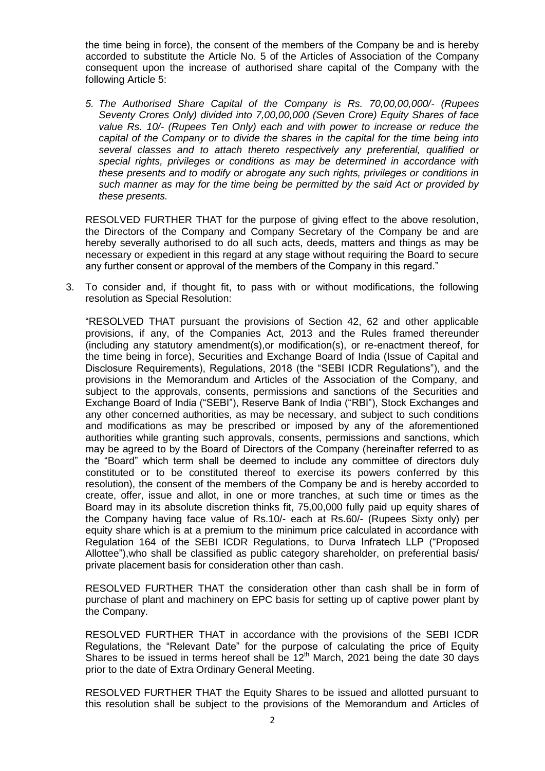the time being in force), the consent of the members of the Company be and is hereby accorded to substitute the Article No. 5 of the Articles of Association of the Company consequent upon the increase of authorised share capital of the Company with the following Article 5:

*5. The Authorised Share Capital of the Company is Rs. 70,00,00,000/- (Rupees Seventy Crores Only) divided into 7,00,00,000 (Seven Crore) Equity Shares of face value Rs. 10/- (Rupees Ten Only) each and with power to increase or reduce the capital of the Company or to divide the shares in the capital for the time being into several classes and to attach thereto respectively any preferential, qualified or special rights, privileges or conditions as may be determined in accordance with these presents and to modify or abrogate any such rights, privileges or conditions in such manner as may for the time being be permitted by the said Act or provided by these presents.*

RESOLVED FURTHER THAT for the purpose of giving effect to the above resolution, the Directors of the Company and Company Secretary of the Company be and are hereby severally authorised to do all such acts, deeds, matters and things as may be necessary or expedient in this regard at any stage without requiring the Board to secure any further consent or approval of the members of the Company in this regard."

3. To consider and, if thought fit, to pass with or without modifications, the following resolution as Special Resolution:

"RESOLVED THAT pursuant the provisions of Section 42, 62 and other applicable provisions, if any, of the Companies Act, 2013 and the Rules framed thereunder (including any statutory amendment(s),or modification(s), or re-enactment thereof, for the time being in force), Securities and Exchange Board of India (Issue of Capital and Disclosure Requirements), Regulations, 2018 (the "SEBI ICDR Regulations"), and the provisions in the Memorandum and Articles of the Association of the Company, and subject to the approvals, consents, permissions and sanctions of the Securities and Exchange Board of India ("SEBI"), Reserve Bank of India ("RBI"), Stock Exchanges and any other concerned authorities, as may be necessary, and subject to such conditions and modifications as may be prescribed or imposed by any of the aforementioned authorities while granting such approvals, consents, permissions and sanctions, which may be agreed to by the Board of Directors of the Company (hereinafter referred to as the "Board" which term shall be deemed to include any committee of directors duly constituted or to be constituted thereof to exercise its powers conferred by this resolution), the consent of the members of the Company be and is hereby accorded to create, offer, issue and allot, in one or more tranches, at such time or times as the Board may in its absolute discretion thinks fit, 75,00,000 fully paid up equity shares of the Company having face value of Rs.10/- each at Rs.60/- (Rupees Sixty only) per equity share which is at a premium to the minimum price calculated in accordance with Regulation 164 of the SEBI ICDR Regulations, to Durva Infratech LLP ("Proposed Allottee"),who shall be classified as public category shareholder, on preferential basis/ private placement basis for consideration other than cash.

RESOLVED FURTHER THAT the consideration other than cash shall be in form of purchase of plant and machinery on EPC basis for setting up of captive power plant by the Company.

RESOLVED FURTHER THAT in accordance with the provisions of the SEBI ICDR Regulations, the "Relevant Date" for the purpose of calculating the price of Equity Shares to be issued in terms hereof shall be 12th March, 2021 being the date 30 days prior to the date of Extra Ordinary General Meeting.

RESOLVED FURTHER THAT the Equity Shares to be issued and allotted pursuant to this resolution shall be subject to the provisions of the Memorandum and Articles of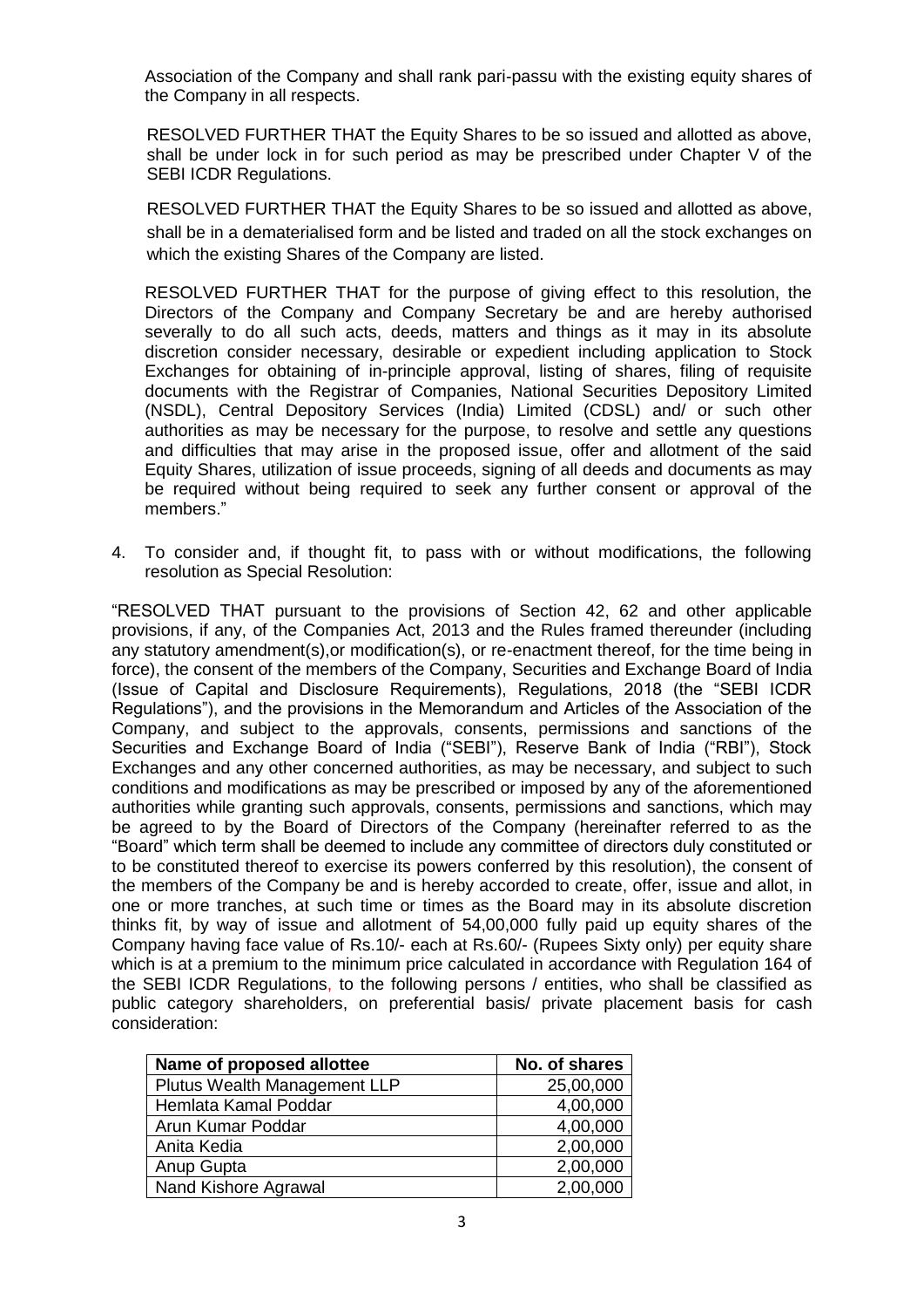Association of the Company and shall rank pari-passu with the existing equity shares of the Company in all respects.

RESOLVED FURTHER THAT the Equity Shares to be so issued and allotted as above, shall be under lock in for such period as may be prescribed under Chapter V of the SEBI ICDR Regulations.

RESOLVED FURTHER THAT the Equity Shares to be so issued and allotted as above, shall be in a dematerialised form and be listed and traded on all the stock exchanges on which the existing Shares of the Company are listed.

RESOLVED FURTHER THAT for the purpose of giving effect to this resolution, the Directors of the Company and Company Secretary be and are hereby authorised severally to do all such acts, deeds, matters and things as it may in its absolute discretion consider necessary, desirable or expedient including application to Stock Exchanges for obtaining of in-principle approval, listing of shares, filing of requisite documents with the Registrar of Companies, National Securities Depository Limited (NSDL), Central Depository Services (India) Limited (CDSL) and/ or such other authorities as may be necessary for the purpose, to resolve and settle any questions and difficulties that may arise in the proposed issue, offer and allotment of the said Equity Shares, utilization of issue proceeds, signing of all deeds and documents as may be required without being required to seek any further consent or approval of the members."

4. To consider and, if thought fit, to pass with or without modifications, the following resolution as Special Resolution:

"RESOLVED THAT pursuant to the provisions of Section 42, 62 and other applicable provisions, if any, of the Companies Act, 2013 and the Rules framed thereunder (including any statutory amendment(s),or modification(s), or re-enactment thereof, for the time being in force), the consent of the members of the Company, Securities and Exchange Board of India (Issue of Capital and Disclosure Requirements), Regulations, 2018 (the "SEBI ICDR Regulations"), and the provisions in the Memorandum and Articles of the Association of the Company, and subject to the approvals, consents, permissions and sanctions of the Securities and Exchange Board of India ("SEBI"), Reserve Bank of India ("RBI"), Stock Exchanges and any other concerned authorities, as may be necessary, and subject to such conditions and modifications as may be prescribed or imposed by any of the aforementioned authorities while granting such approvals, consents, permissions and sanctions, which may be agreed to by the Board of Directors of the Company (hereinafter referred to as the "Board" which term shall be deemed to include any committee of directors duly constituted or to be constituted thereof to exercise its powers conferred by this resolution), the consent of the members of the Company be and is hereby accorded to create, offer, issue and allot, in one or more tranches, at such time or times as the Board may in its absolute discretion thinks fit, by way of issue and allotment of 54,00,000 fully paid up equity shares of the Company having face value of Rs.10/- each at Rs.60/- (Rupees Sixty only) per equity share which is at a premium to the minimum price calculated in accordance with Regulation 164 of the SEBI ICDR Regulations, to the following persons / entities, who shall be classified as public category shareholders, on preferential basis/ private placement basis for cash consideration:

| Name of proposed allottee | No. of shares |
|---|---|
| Plutus Wealth Management LLP | 25,00,000 |
| Hemlata Kamal Poddar | 4,00,000 |
| Arun Kumar Poddar | 4,00,000 |
| Anita Kedia | 2,00,000 |
| Anup Gupta | 2,00,000 |
| Nand Kishore Agrawal | 2,00,000 |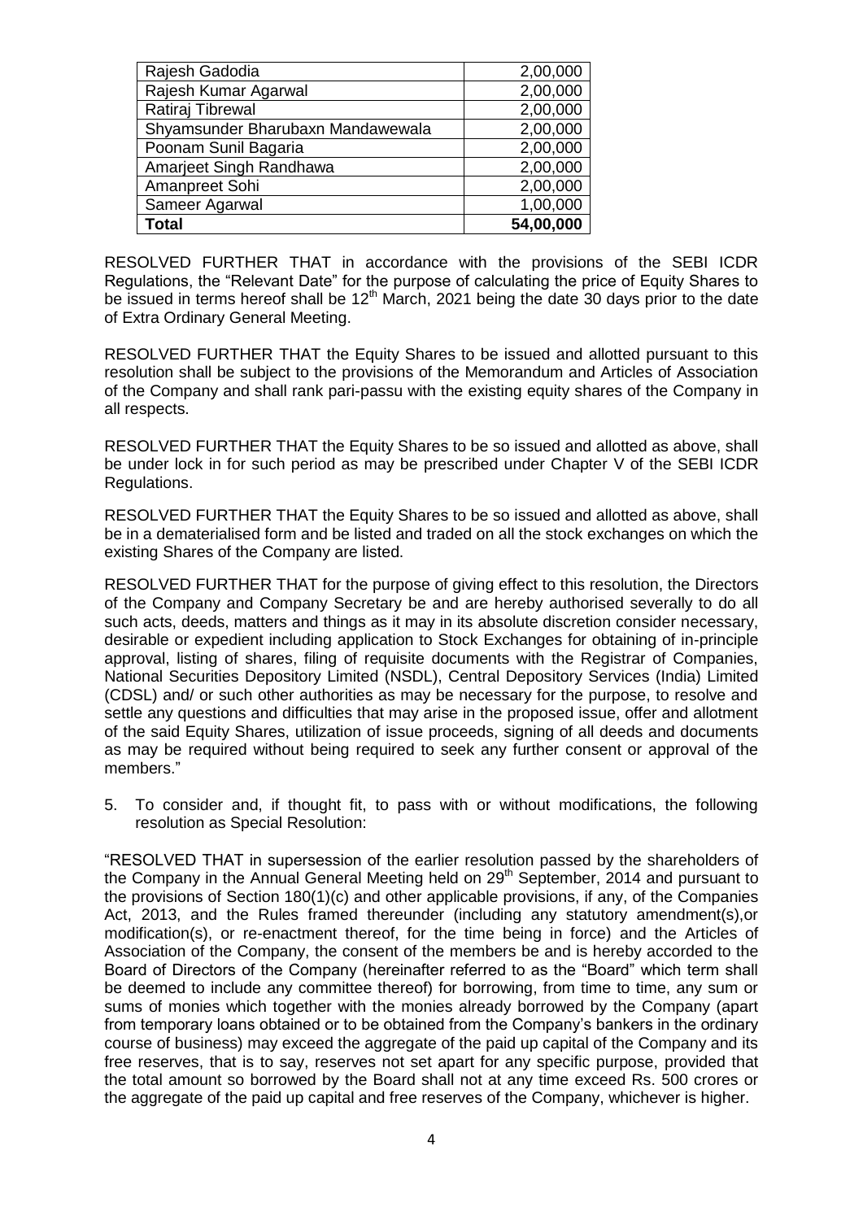| | |
|---|---|
| Rajesh Gadodia | 2,00,000 |
| Rajesh Kumar Agarwal | 2,00,000 |
| Ratiraj Tibrewal | 2,00,000 |
| Shyamsunder Bharubaxn Mandawewala | 2,00,000 |
| Poonam Sunil Bagaria | 2,00,000 |
| Amarjeet Singh Randhawa | 2,00,000 |
| Amanpreet Sohi | 2,00,000 |
| Sameer Agarwal | 1,00,000 |
| **Total** | **54,00,000** |

RESOLVED FURTHER THAT in accordance with the provisions of the SEBI ICDR Regulations, the "Relevant Date" for the purpose of calculating the price of Equity Shares to be issued in terms hereof shall be 12th March, 2021 being the date 30 days prior to the date of Extra Ordinary General Meeting.

RESOLVED FURTHER THAT the Equity Shares to be issued and allotted pursuant to this resolution shall be subject to the provisions of the Memorandum and Articles of Association of the Company and shall rank pari-passu with the existing equity shares of the Company in all respects.

RESOLVED FURTHER THAT the Equity Shares to be so issued and allotted as above, shall be under lock in for such period as may be prescribed under Chapter V of the SEBI ICDR Regulations.

RESOLVED FURTHER THAT the Equity Shares to be so issued and allotted as above, shall be in a dematerialised form and be listed and traded on all the stock exchanges on which the existing Shares of the Company are listed.

RESOLVED FURTHER THAT for the purpose of giving effect to this resolution, the Directors of the Company and Company Secretary be and are hereby authorised severally to do all such acts, deeds, matters and things as it may in its absolute discretion consider necessary, desirable or expedient including application to Stock Exchanges for obtaining of in-principle approval, listing of shares, filing of requisite documents with the Registrar of Companies, National Securities Depository Limited (NSDL), Central Depository Services (India) Limited (CDSL) and/ or such other authorities as may be necessary for the purpose, to resolve and settle any questions and difficulties that may arise in the proposed issue, offer and allotment of the said Equity Shares, utilization of issue proceeds, signing of all deeds and documents as may be required without being required to seek any further consent or approval of the members."

5. To consider and, if thought fit, to pass with or without modifications, the following resolution as Special Resolution:

"RESOLVED THAT in supersession of the earlier resolution passed by the shareholders of the Company in the Annual General Meeting held on 29th September, 2014 and pursuant to the provisions of Section 180(1)(c) and other applicable provisions, if any, of the Companies Act, 2013, and the Rules framed thereunder (including any statutory amendment(s),or modification(s), or re-enactment thereof, for the time being in force) and the Articles of Association of the Company, the consent of the members be and is hereby accorded to the Board of Directors of the Company (hereinafter referred to as the "Board" which term shall be deemed to include any committee thereof) for borrowing, from time to time, any sum or sums of monies which together with the monies already borrowed by the Company (apart from temporary loans obtained or to be obtained from the Company's bankers in the ordinary course of business) may exceed the aggregate of the paid up capital of the Company and its free reserves, that is to say, reserves not set apart for any specific purpose, provided that the total amount so borrowed by the Board shall not at any time exceed Rs. 500 crores or the aggregate of the paid up capital and free reserves of the Company, whichever is higher.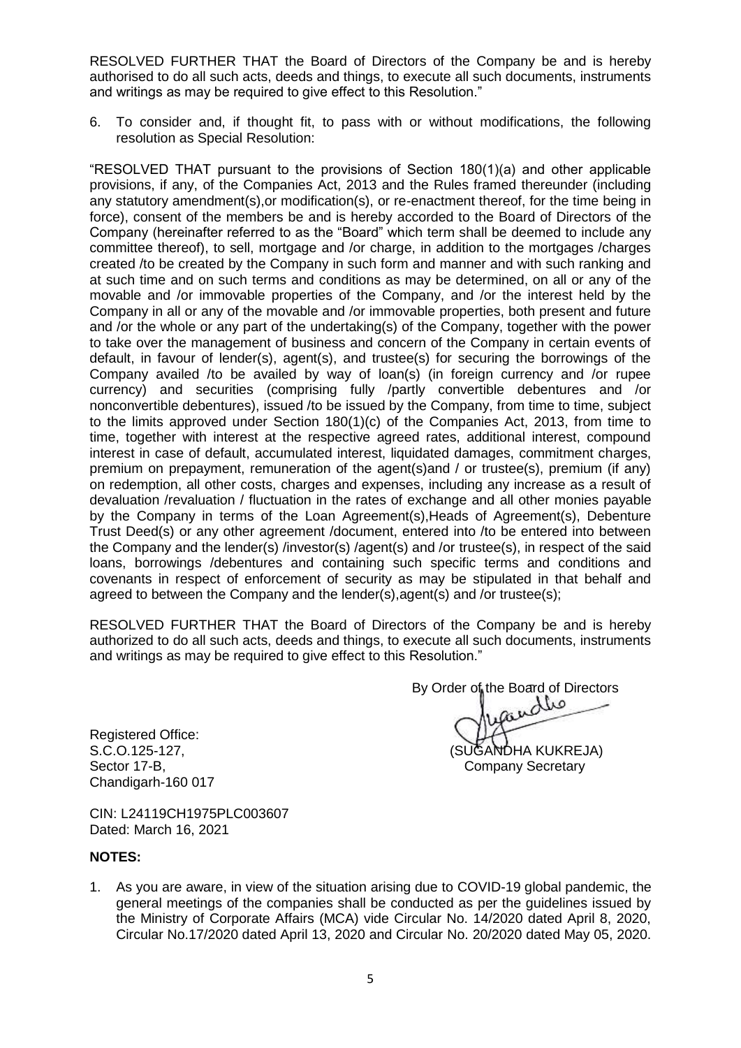RESOLVED FURTHER THAT the Board of Directors of the Company be and is hereby authorised to do all such acts, deeds and things, to execute all such documents, instruments and writings as may be required to give effect to this Resolution."

6. To consider and, if thought fit, to pass with or without modifications, the following resolution as Special Resolution:

"RESOLVED THAT pursuant to the provisions of Section 180(1)(a) and other applicable provisions, if any, of the Companies Act, 2013 and the Rules framed thereunder (including any statutory amendment(s),or modification(s), or re-enactment thereof, for the time being in force), consent of the members be and is hereby accorded to the Board of Directors of the Company (hereinafter referred to as the "Board" which term shall be deemed to include any committee thereof), to sell, mortgage and /or charge, in addition to the mortgages /charges created /to be created by the Company in such form and manner and with such ranking and at such time and on such terms and conditions as may be determined, on all or any of the movable and /or immovable properties of the Company, and /or the interest held by the Company in all or any of the movable and /or immovable properties, both present and future and /or the whole or any part of the undertaking(s) of the Company, together with the power to take over the management of business and concern of the Company in certain events of default, in favour of lender(s), agent(s), and trustee(s) for securing the borrowings of the Company availed /to be availed by way of loan(s) (in foreign currency and /or rupee currency) and securities (comprising fully /partly convertible debentures and /or nonconvertible debentures), issued /to be issued by the Company, from time to time, subject to the limits approved under Section 180(1)(c) of the Companies Act, 2013, from time to time, together with interest at the respective agreed rates, additional interest, compound interest in case of default, accumulated interest, liquidated damages, commitment charges, premium on prepayment, remuneration of the agent(s)and / or trustee(s), premium (if any) on redemption, all other costs, charges and expenses, including any increase as a result of devaluation /revaluation / fluctuation in the rates of exchange and all other monies payable by the Company in terms of the Loan Agreement(s),Heads of Agreement(s), Debenture Trust Deed(s) or any other agreement /document, entered into /to be entered into between the Company and the lender(s) /investor(s) /agent(s) and /or trustee(s), in respect of the said loans, borrowings /debentures and containing such specific terms and conditions and covenants in respect of enforcement of security as may be stipulated in that behalf and agreed to between the Company and the lender(s),agent(s) and /or trustee(s);

RESOLVED FURTHER THAT the Board of Directors of the Company be and is hereby authorized to do all such acts, deeds and things, to execute all such documents, instruments and writings as may be required to give effect to this Resolution."

By Order of the Board of Directors

(SUGANDHA KUKREJA)
Company Secretary

Registered Office:
S.C.O.125-127,
Sector 17-B,
Chandigarh-160 017

CIN: L24119CH1975PLC003607
Dated: March 16, 2021

**NOTES:**

1. As you are aware, in view of the situation arising due to COVID-19 global pandemic, the general meetings of the companies shall be conducted as per the guidelines issued by the Ministry of Corporate Affairs (MCA) vide Circular No. 14/2020 dated April 8, 2020, Circular No.17/2020 dated April 13, 2020 and Circular No. 20/2020 dated May 05, 2020.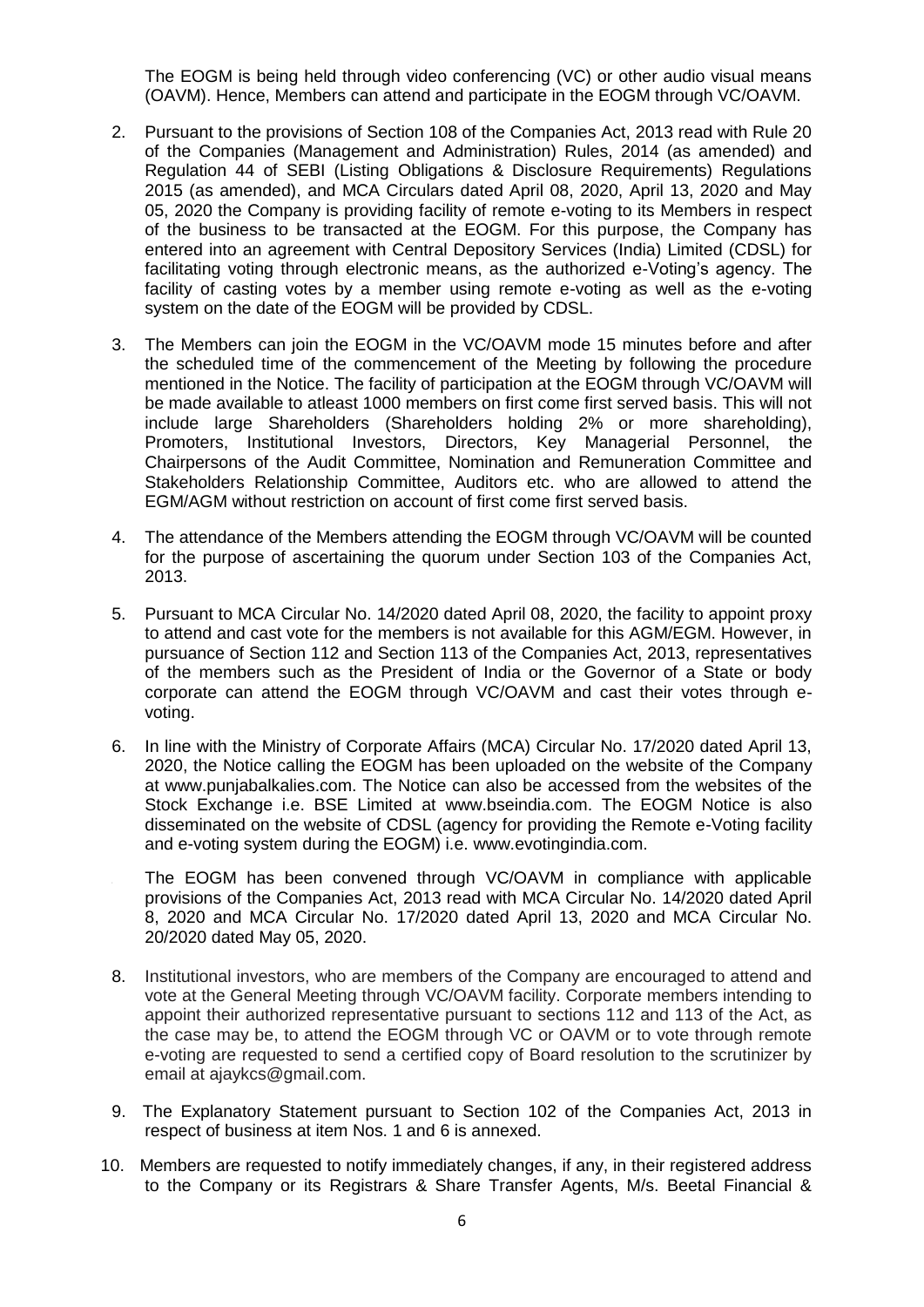The EOGM is being held through video conferencing (VC) or other audio visual means (OAVM). Hence, Members can attend and participate in the EOGM through VC/OAVM.

2. Pursuant to the provisions of Section 108 of the Companies Act, 2013 read with Rule 20 of the Companies (Management and Administration) Rules, 2014 (as amended) and Regulation 44 of SEBI (Listing Obligations & Disclosure Requirements) Regulations 2015 (as amended), and MCA Circulars dated April 08, 2020, April 13, 2020 and May 05, 2020 the Company is providing facility of remote e-voting to its Members in respect of the business to be transacted at the EOGM. For this purpose, the Company has entered into an agreement with Central Depository Services (India) Limited (CDSL) for facilitating voting through electronic means, as the authorized e-Voting's agency. The facility of casting votes by a member using remote e-voting as well as the e-voting system on the date of the EOGM will be provided by CDSL.

3. The Members can join the EOGM in the VC/OAVM mode 15 minutes before and after the scheduled time of the commencement of the Meeting by following the procedure mentioned in the Notice. The facility of participation at the EOGM through VC/OAVM will be made available to atleast 1000 members on first come first served basis. This will not include large Shareholders (Shareholders holding 2% or more shareholding), Promoters, Institutional Investors, Directors, Key Managerial Personnel, the Chairpersons of the Audit Committee, Nomination and Remuneration Committee and Stakeholders Relationship Committee, Auditors etc. who are allowed to attend the EGM/AGM without restriction on account of first come first served basis.

4. The attendance of the Members attending the EOGM through VC/OAVM will be counted for the purpose of ascertaining the quorum under Section 103 of the Companies Act, 2013.

5. Pursuant to MCA Circular No. 14/2020 dated April 08, 2020, the facility to appoint proxy to attend and cast vote for the members is not available for this AGM/EGM. However, in pursuance of Section 112 and Section 113 of the Companies Act, 2013, representatives of the members such as the President of India or the Governor of a State or body corporate can attend the EOGM through VC/OAVM and cast their votes through e-voting.

6. In line with the Ministry of Corporate Affairs (MCA) Circular No. 17/2020 dated April 13, 2020, the Notice calling the EOGM has been uploaded on the website of the Company at www.punjabalkalies.com. The Notice can also be accessed from the websites of the Stock Exchange i.e. BSE Limited at www.bseindia.com. The EOGM Notice is also disseminated on the website of CDSL (agency for providing the Remote e-Voting facility and e-voting system during the EOGM) i.e. www.evotingindia.com.

7. The EOGM has been convened through VC/OAVM in compliance with applicable provisions of the Companies Act, 2013 read with MCA Circular No. 14/2020 dated April 8, 2020 and MCA Circular No. 17/2020 dated April 13, 2020 and MCA Circular No. 20/2020 dated May 05, 2020.

8. Institutional investors, who are members of the Company are encouraged to attend and vote at the General Meeting through VC/OAVM facility. Corporate members intending to appoint their authorized representative pursuant to sections 112 and 113 of the Act, as the case may be, to attend the EOGM through VC or OAVM or to vote through remote e-voting are requested to send a certified copy of Board resolution to the scrutinizer by email at ajaykcs@gmail.com.

9. The Explanatory Statement pursuant to Section 102 of the Companies Act, 2013 in respect of business at item Nos. 1 and 6 is annexed.

10. Members are requested to notify immediately changes, if any, in their registered address to the Company or its Registrars & Share Transfer Agents, M/s. Beetal Financial &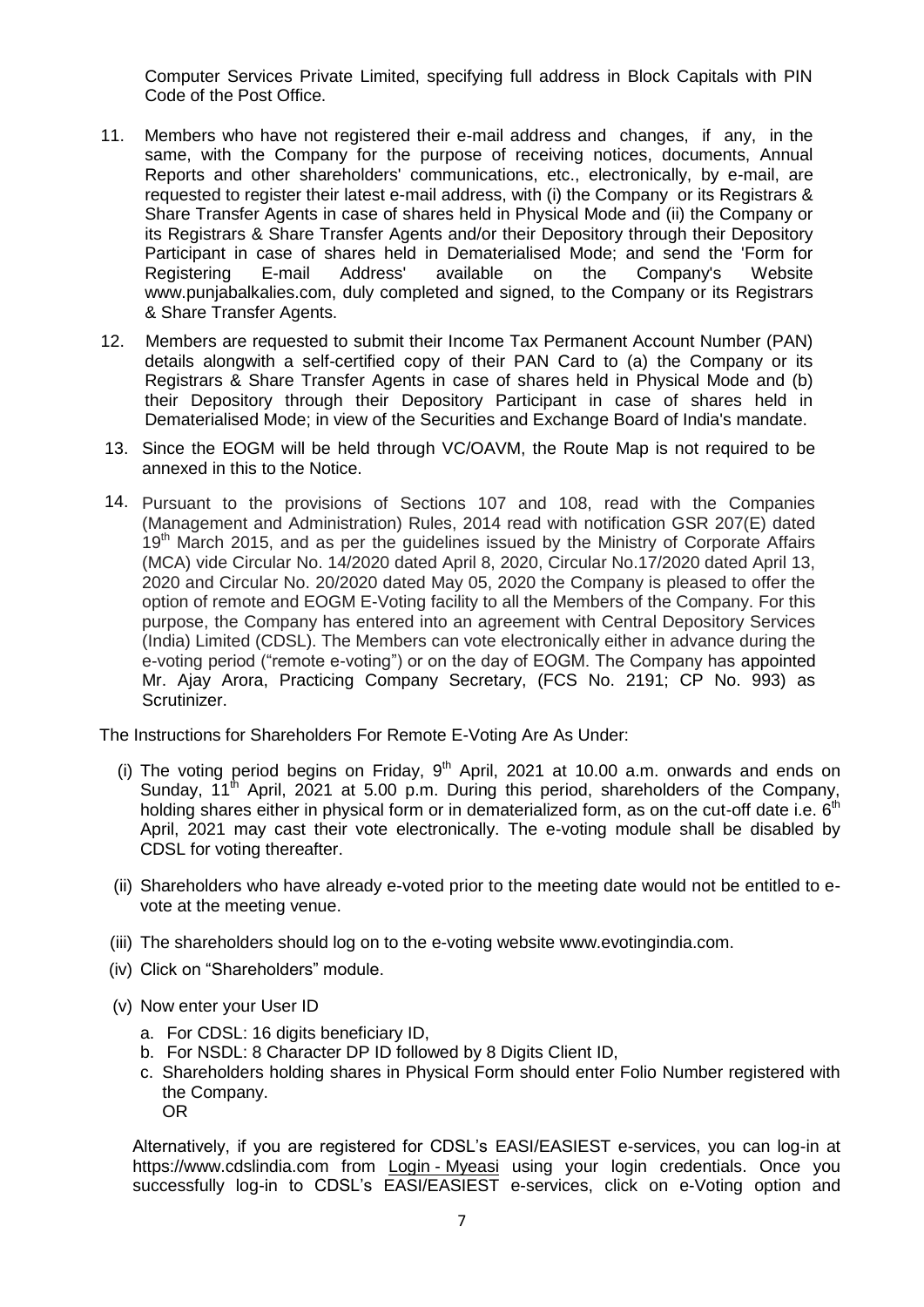Computer Services Private Limited, specifying full address in Block Capitals with PIN Code of the Post Office.

11. Members who have not registered their e-mail address and changes, if any, in the same, with the Company for the purpose of receiving notices, documents, Annual Reports and other shareholders' communications, etc., electronically, by e-mail, are requested to register their latest e-mail address, with (i) the Company or its Registrars & Share Transfer Agents in case of shares held in Physical Mode and (ii) the Company or its Registrars & Share Transfer Agents and/or their Depository through their Depository Participant in case of shares held in Dematerialised Mode; and send the 'Form for Registering E-mail Address' available on the Company's Website www.punjabalkalies.com, duly completed and signed, to the Company or its Registrars & Share Transfer Agents.

12. Members are requested to submit their Income Tax Permanent Account Number (PAN) details alongwith a self-certified copy of their PAN Card to (a) the Company or its Registrars & Share Transfer Agents in case of shares held in Physical Mode and (b) their Depository through their Depository Participant in case of shares held in Dematerialised Mode; in view of the Securities and Exchange Board of India's mandate.

13. Since the EOGM will be held through VC/OAVM, the Route Map is not required to be annexed in this to the Notice.

14. Pursuant to the provisions of Sections 107 and 108, read with the Companies (Management and Administration) Rules, 2014 read with notification GSR 207(E) dated 19th March 2015, and as per the guidelines issued by the Ministry of Corporate Affairs (MCA) vide Circular No. 14/2020 dated April 8, 2020, Circular No.17/2020 dated April 13, 2020 and Circular No. 20/2020 dated May 05, 2020 the Company is pleased to offer the option of remote and EOGM E-Voting facility to all the Members of the Company. For this purpose, the Company has entered into an agreement with Central Depository Services (India) Limited (CDSL). The Members can vote electronically either in advance during the e-voting period ("remote e-voting") or on the day of EOGM. The Company has appointed Mr. Ajay Arora, Practicing Company Secretary, (FCS No. 2191; CP No. 993) as Scrutinizer.

The Instructions for Shareholders For Remote E-Voting Are As Under:

(i) The voting period begins on Friday, 9th April, 2021 at 10.00 a.m. onwards and ends on Sunday, 11th April, 2021 at 5.00 p.m. During this period, shareholders of the Company, holding shares either in physical form or in dematerialized form, as on the cut-off date i.e. 6th April, 2021 may cast their vote electronically. The e-voting module shall be disabled by CDSL for voting thereafter.

(ii) Shareholders who have already e-voted prior to the meeting date would not be entitled to e-vote at the meeting venue.

(iii) The shareholders should log on to the e-voting website www.evotingindia.com.

(iv) Click on "Shareholders" module.

(v) Now enter your User ID

  a. For CDSL: 16 digits beneficiary ID,
  b. For NSDL: 8 Character DP ID followed by 8 Digits Client ID,
  c. Shareholders holding shares in Physical Form should enter Folio Number registered with the Company.
     OR

Alternatively, if you are registered for CDSL's EASI/EASIEST e-services, you can log-in at https://www.cdslindia.com from Login - Myeasi using your login credentials. Once you successfully log-in to CDSL's EASI/EASIEST e-services, click on e-Voting option and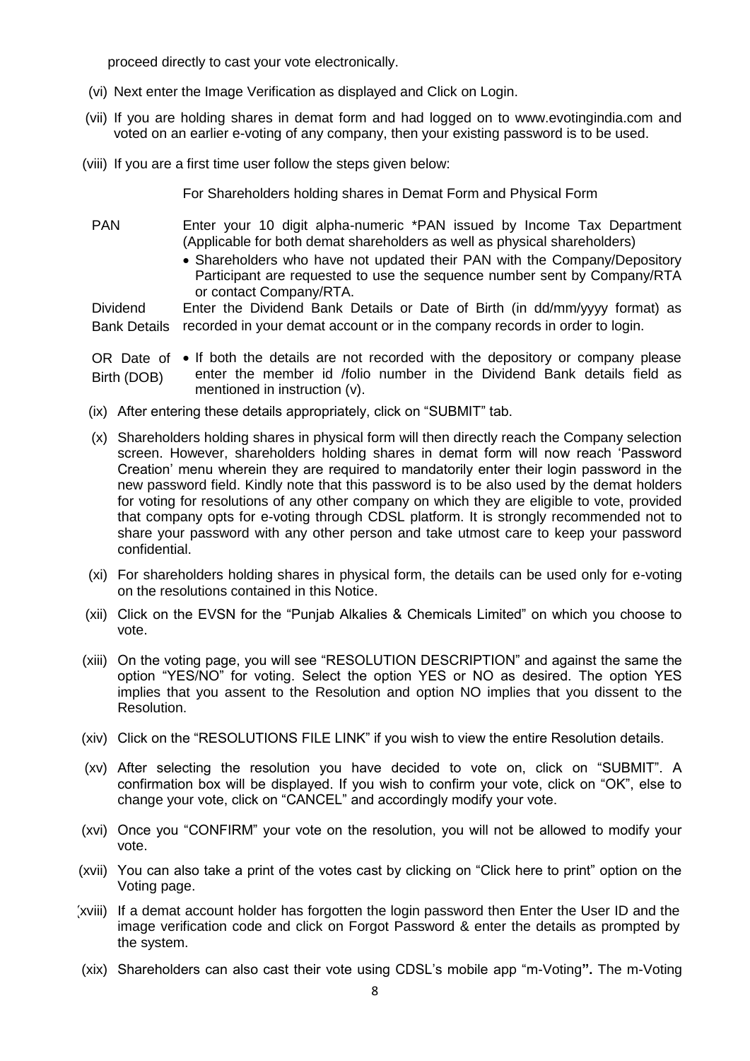proceed directly to cast your vote electronically.

(vi) Next enter the Image Verification as displayed and Click on Login.

(vii) If you are holding shares in demat form and had logged on to www.evotingindia.com and voted on an earlier e-voting of any company, then your existing password is to be used.

(viii) If you are a first time user follow the steps given below:

| | For Shareholders holding shares in Demat Form and Physical Form |
|---|---|
| PAN | Enter your 10 digit alpha-numeric *PAN issued by Income Tax Department (Applicable for both demat shareholders as well as physical shareholders)<br>• Shareholders who have not updated their PAN with the Company/Depository Participant are requested to use the sequence number sent by Company/RTA or contact Company/RTA. |
| Dividend Bank Details OR Date of Birth (DOB) | Enter the Dividend Bank Details or Date of Birth (in dd/mm/yyyy format) as recorded in your demat account or in the company records in order to login.<br>• If both the details are not recorded with the depository or company please enter the member id /folio number in the Dividend Bank details field as mentioned in instruction (v). |

(ix) After entering these details appropriately, click on "SUBMIT" tab.

(x) Shareholders holding shares in physical form will then directly reach the Company selection screen. However, shareholders holding shares in demat form will now reach 'Password Creation' menu wherein they are required to mandatorily enter their login password in the new password field. Kindly note that this password is to be also used by the demat holders for voting for resolutions of any other company on which they are eligible to vote, provided that company opts for e-voting through CDSL platform. It is strongly recommended not to share your password with any other person and take utmost care to keep your password confidential.

(xi) For shareholders holding shares in physical form, the details can be used only for e-voting on the resolutions contained in this Notice.

(xii) Click on the EVSN for the "Punjab Alkalies & Chemicals Limited" on which you choose to vote.

(xiii) On the voting page, you will see "RESOLUTION DESCRIPTION" and against the same the option "YES/NO" for voting. Select the option YES or NO as desired. The option YES implies that you assent to the Resolution and option NO implies that you dissent to the Resolution.

(xiv) Click on the "RESOLUTIONS FILE LINK" if you wish to view the entire Resolution details.

(xv) After selecting the resolution you have decided to vote on, click on "SUBMIT". A confirmation box will be displayed. If you wish to confirm your vote, click on "OK", else to change your vote, click on "CANCEL" and accordingly modify your vote.

(xvi) Once you "CONFIRM" your vote on the resolution, you will not be allowed to modify your vote.

(xvii) You can also take a print of the votes cast by clicking on "Click here to print" option on the Voting page.

(xviii) If a demat account holder has forgotten the login password then Enter the User ID and the image verification code and click on Forgot Password & enter the details as prompted by the system.

(xix) Shareholders can also cast their vote using CDSL's mobile app "m-Voting**".** The m-Voting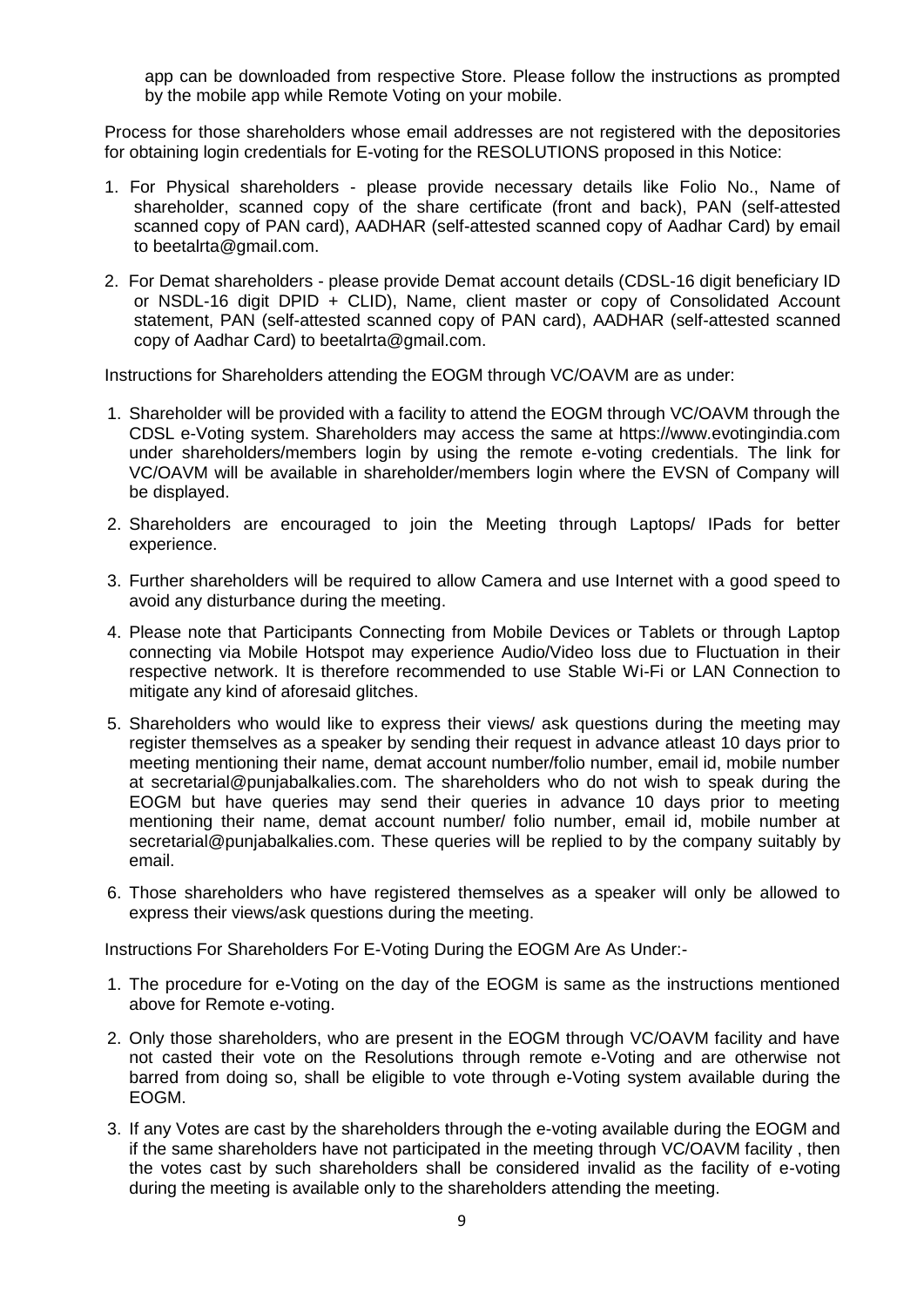app can be downloaded from respective Store. Please follow the instructions as prompted by the mobile app while Remote Voting on your mobile.

Process for those shareholders whose email addresses are not registered with the depositories for obtaining login credentials for E-voting for the RESOLUTIONS proposed in this Notice:

1. For Physical shareholders - please provide necessary details like Folio No., Name of shareholder, scanned copy of the share certificate (front and back), PAN (self-attested scanned copy of PAN card), AADHAR (self-attested scanned copy of Aadhar Card) by email to beetalrta@gmail.com.
2. For Demat shareholders - please provide Demat account details (CDSL-16 digit beneficiary ID or NSDL-16 digit DPID + CLID), Name, client master or copy of Consolidated Account statement, PAN (self-attested scanned copy of PAN card), AADHAR (self-attested scanned copy of Aadhar Card) to beetalrta@gmail.com.

Instructions for Shareholders attending the EOGM through VC/OAVM are as under:

1. Shareholder will be provided with a facility to attend the EOGM through VC/OAVM through the CDSL e-Voting system. Shareholders may access the same at https://www.evotingindia.com under shareholders/members login by using the remote e-voting credentials. The link for VC/OAVM will be available in shareholder/members login where the EVSN of Company will be displayed.
2. Shareholders are encouraged to join the Meeting through Laptops/ IPads for better experience.
3. Further shareholders will be required to allow Camera and use Internet with a good speed to avoid any disturbance during the meeting.
4. Please note that Participants Connecting from Mobile Devices or Tablets or through Laptop connecting via Mobile Hotspot may experience Audio/Video loss due to Fluctuation in their respective network. It is therefore recommended to use Stable Wi-Fi or LAN Connection to mitigate any kind of aforesaid glitches.
5. Shareholders who would like to express their views/ ask questions during the meeting may register themselves as a speaker by sending their request in advance atleast 10 days prior to meeting mentioning their name, demat account number/folio number, email id, mobile number at secretarial@punjabalkalies.com. The shareholders who do not wish to speak during the EOGM but have queries may send their queries in advance 10 days prior to meeting mentioning their name, demat account number/ folio number, email id, mobile number at secretarial@punjabalkalies.com. These queries will be replied to by the company suitably by email.
6. Those shareholders who have registered themselves as a speaker will only be allowed to express their views/ask questions during the meeting.

Instructions For Shareholders For E-Voting During the EOGM Are As Under:-

1. The procedure for e-Voting on the day of the EOGM is same as the instructions mentioned above for Remote e-voting.
2. Only those shareholders, who are present in the EOGM through VC/OAVM facility and have not casted their vote on the Resolutions through remote e-Voting and are otherwise not barred from doing so, shall be eligible to vote through e-Voting system available during the EOGM.
3. If any Votes are cast by the shareholders through the e-voting available during the EOGM and if the same shareholders have not participated in the meeting through VC/OAVM facility , then the votes cast by such shareholders shall be considered invalid as the facility of e-voting during the meeting is available only to the shareholders attending the meeting.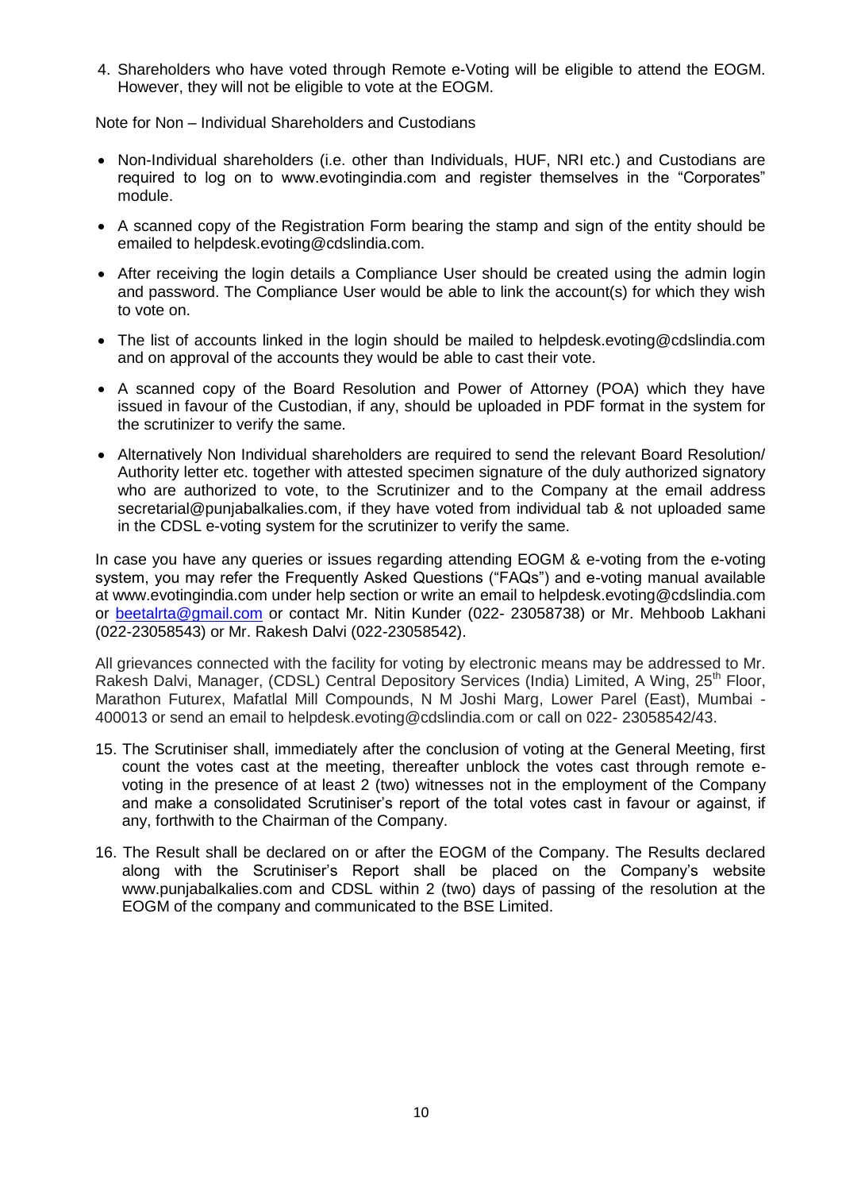4. Shareholders who have voted through Remote e-Voting will be eligible to attend the EOGM. However, they will not be eligible to vote at the EOGM.

Note for Non – Individual Shareholders and Custodians

- Non-Individual shareholders (i.e. other than Individuals, HUF, NRI etc.) and Custodians are required to log on to www.evotingindia.com and register themselves in the "Corporates" module.
- A scanned copy of the Registration Form bearing the stamp and sign of the entity should be emailed to helpdesk.evoting@cdslindia.com.
- After receiving the login details a Compliance User should be created using the admin login and password. The Compliance User would be able to link the account(s) for which they wish to vote on.
- The list of accounts linked in the login should be mailed to helpdesk.evoting@cdslindia.com and on approval of the accounts they would be able to cast their vote.
- A scanned copy of the Board Resolution and Power of Attorney (POA) which they have issued in favour of the Custodian, if any, should be uploaded in PDF format in the system for the scrutinizer to verify the same.
- Alternatively Non Individual shareholders are required to send the relevant Board Resolution/ Authority letter etc. together with attested specimen signature of the duly authorized signatory who are authorized to vote, to the Scrutinizer and to the Company at the email address secretarial@punjabalkalies.com, if they have voted from individual tab & not uploaded same in the CDSL e-voting system for the scrutinizer to verify the same.

In case you have any queries or issues regarding attending EOGM & e-voting from the e-voting system, you may refer the Frequently Asked Questions ("FAQs") and e-voting manual available at www.evotingindia.com under help section or write an email to helpdesk.evoting@cdslindia.com or beetalrta@gmail.com or contact Mr. Nitin Kunder (022- 23058738) or Mr. Mehboob Lakhani (022-23058543) or Mr. Rakesh Dalvi (022-23058542).

All grievances connected with the facility for voting by electronic means may be addressed to Mr. Rakesh Dalvi, Manager, (CDSL) Central Depository Services (India) Limited, A Wing, 25th Floor, Marathon Futurex, Mafatlal Mill Compounds, N M Joshi Marg, Lower Parel (East), Mumbai - 400013 or send an email to helpdesk.evoting@cdslindia.com or call on 022- 23058542/43.

15. The Scrutiniser shall, immediately after the conclusion of voting at the General Meeting, first count the votes cast at the meeting, thereafter unblock the votes cast through remote e-voting in the presence of at least 2 (two) witnesses not in the employment of the Company and make a consolidated Scrutiniser's report of the total votes cast in favour or against, if any, forthwith to the Chairman of the Company.

16. The Result shall be declared on or after the EOGM of the Company. The Results declared along with the Scrutiniser's Report shall be placed on the Company's website www.punjabalkalies.com and CDSL within 2 (two) days of passing of the resolution at the EOGM of the company and communicated to the BSE Limited.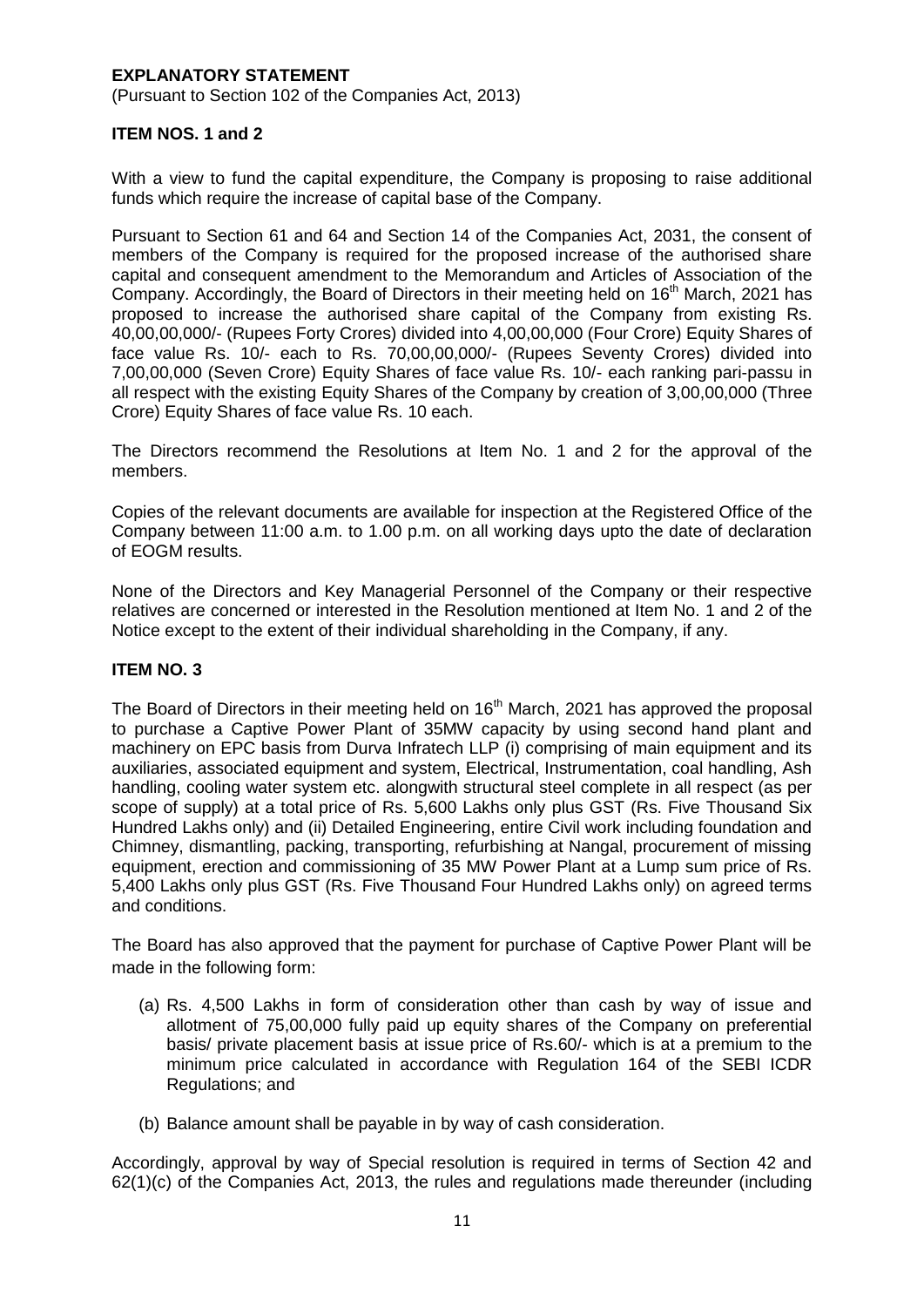## EXPLANATORY STATEMENT

(Pursuant to Section 102 of the Companies Act, 2013)

### ITEM NOS. 1 and 2

With a view to fund the capital expenditure, the Company is proposing to raise additional funds which require the increase of capital base of the Company.

Pursuant to Section 61 and 64 and Section 14 of the Companies Act, 2031, the consent of members of the Company is required for the proposed increase of the authorised share capital and consequent amendment to the Memorandum and Articles of Association of the Company. Accordingly, the Board of Directors in their meeting held on 16th March, 2021 has proposed to increase the authorised share capital of the Company from existing Rs. 40,00,00,000/- (Rupees Forty Crores) divided into 4,00,00,000 (Four Crore) Equity Shares of face value Rs. 10/- each to Rs. 70,00,00,000/- (Rupees Seventy Crores) divided into 7,00,00,000 (Seven Crore) Equity Shares of face value Rs. 10/- each ranking pari-passu in all respect with the existing Equity Shares of the Company by creation of 3,00,00,000 (Three Crore) Equity Shares of face value Rs. 10 each.

The Directors recommend the Resolutions at Item No. 1 and 2 for the approval of the members.

Copies of the relevant documents are available for inspection at the Registered Office of the Company between 11:00 a.m. to 1.00 p.m. on all working days upto the date of declaration of EOGM results.

None of the Directors and Key Managerial Personnel of the Company or their respective relatives are concerned or interested in the Resolution mentioned at Item No. 1 and 2 of the Notice except to the extent of their individual shareholding in the Company, if any.

### ITEM NO. 3

The Board of Directors in their meeting held on 16th March, 2021 has approved the proposal to purchase a Captive Power Plant of 35MW capacity by using second hand plant and machinery on EPC basis from Durva Infratech LLP (i) comprising of main equipment and its auxiliaries, associated equipment and system, Electrical, Instrumentation, coal handling, Ash handling, cooling water system etc. alongwith structural steel complete in all respect (as per scope of supply) at a total price of Rs. 5,600 Lakhs only plus GST (Rs. Five Thousand Six Hundred Lakhs only) and (ii) Detailed Engineering, entire Civil work including foundation and Chimney, dismantling, packing, transporting, refurbishing at Nangal, procurement of missing equipment, erection and commissioning of 35 MW Power Plant at a Lump sum price of Rs. 5,400 Lakhs only plus GST (Rs. Five Thousand Four Hundred Lakhs only) on agreed terms and conditions.

The Board has also approved that the payment for purchase of Captive Power Plant will be made in the following form:

(a) Rs. 4,500 Lakhs in form of consideration other than cash by way of issue and allotment of 75,00,000 fully paid up equity shares of the Company on preferential basis/ private placement basis at issue price of Rs.60/- which is at a premium to the minimum price calculated in accordance with Regulation 164 of the SEBI ICDR Regulations; and

(b) Balance amount shall be payable in by way of cash consideration.

Accordingly, approval by way of Special resolution is required in terms of Section 42 and 62(1)(c) of the Companies Act, 2013, the rules and regulations made thereunder (including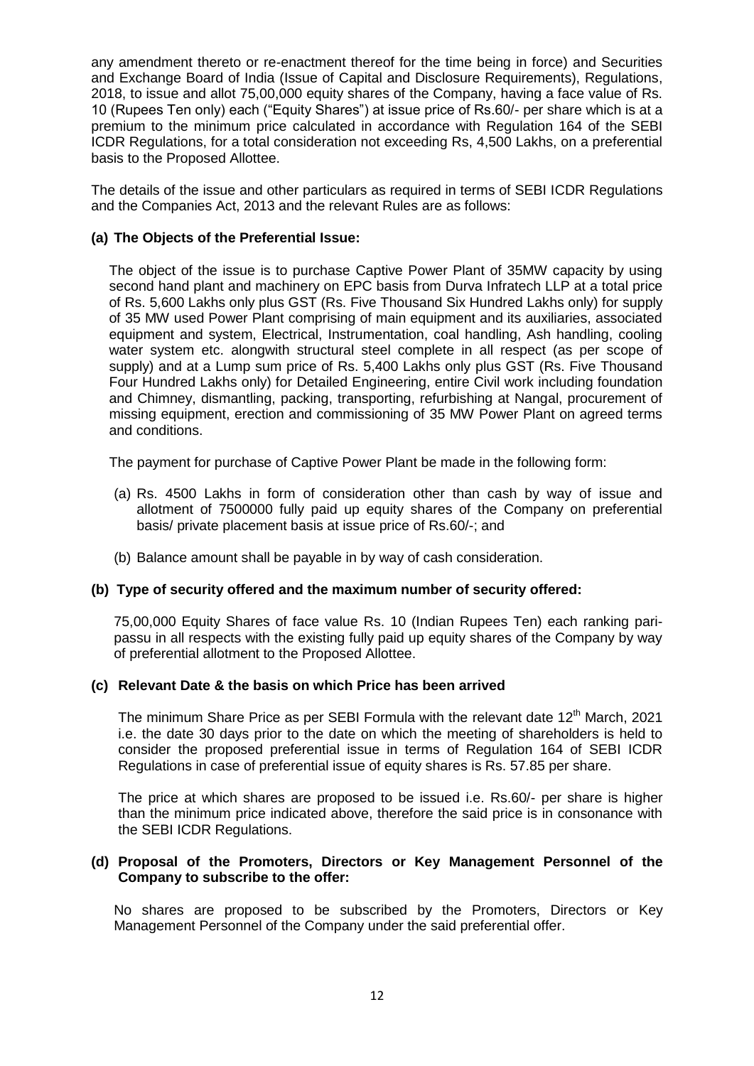any amendment thereto or re-enactment thereof for the time being in force) and Securities and Exchange Board of India (Issue of Capital and Disclosure Requirements), Regulations, 2018, to issue and allot 75,00,000 equity shares of the Company, having a face value of Rs. 10 (Rupees Ten only) each ("Equity Shares") at issue price of Rs.60/- per share which is at a premium to the minimum price calculated in accordance with Regulation 164 of the SEBI ICDR Regulations, for a total consideration not exceeding Rs, 4,500 Lakhs, on a preferential basis to the Proposed Allottee.

The details of the issue and other particulars as required in terms of SEBI ICDR Regulations and the Companies Act, 2013 and the relevant Rules are as follows:

**(a) The Objects of the Preferential Issue:**

The object of the issue is to purchase Captive Power Plant of 35MW capacity by using second hand plant and machinery on EPC basis from Durva Infratech LLP at a total price of Rs. 5,600 Lakhs only plus GST (Rs. Five Thousand Six Hundred Lakhs only) for supply of 35 MW used Power Plant comprising of main equipment and its auxiliaries, associated equipment and system, Electrical, Instrumentation, coal handling, Ash handling, cooling water system etc. alongwith structural steel complete in all respect (as per scope of supply) and at a Lump sum price of Rs. 5,400 Lakhs only plus GST (Rs. Five Thousand Four Hundred Lakhs only) for Detailed Engineering, entire Civil work including foundation and Chimney, dismantling, packing, transporting, refurbishing at Nangal, procurement of missing equipment, erection and commissioning of 35 MW Power Plant on agreed terms and conditions.

The payment for purchase of Captive Power Plant be made in the following form:

(a) Rs. 4500 Lakhs in form of consideration other than cash by way of issue and allotment of 7500000 fully paid up equity shares of the Company on preferential basis/ private placement basis at issue price of Rs.60/-; and

(b) Balance amount shall be payable in by way of cash consideration.

**(b) Type of security offered and the maximum number of security offered:**

75,00,000 Equity Shares of face value Rs. 10 (Indian Rupees Ten) each ranking pari-passu in all respects with the existing fully paid up equity shares of the Company by way of preferential allotment to the Proposed Allottee.

**(c) Relevant Date & the basis on which Price has been arrived**

The minimum Share Price as per SEBI Formula with the relevant date 12th March, 2021 i.e. the date 30 days prior to the date on which the meeting of shareholders is held to consider the proposed preferential issue in terms of Regulation 164 of SEBI ICDR Regulations in case of preferential issue of equity shares is Rs. 57.85 per share.

The price at which shares are proposed to be issued i.e. Rs.60/- per share is higher than the minimum price indicated above, therefore the said price is in consonance with the SEBI ICDR Regulations.

**(d) Proposal of the Promoters, Directors or Key Management Personnel of the Company to subscribe to the offer:**

No shares are proposed to be subscribed by the Promoters, Directors or Key Management Personnel of the Company under the said preferential offer.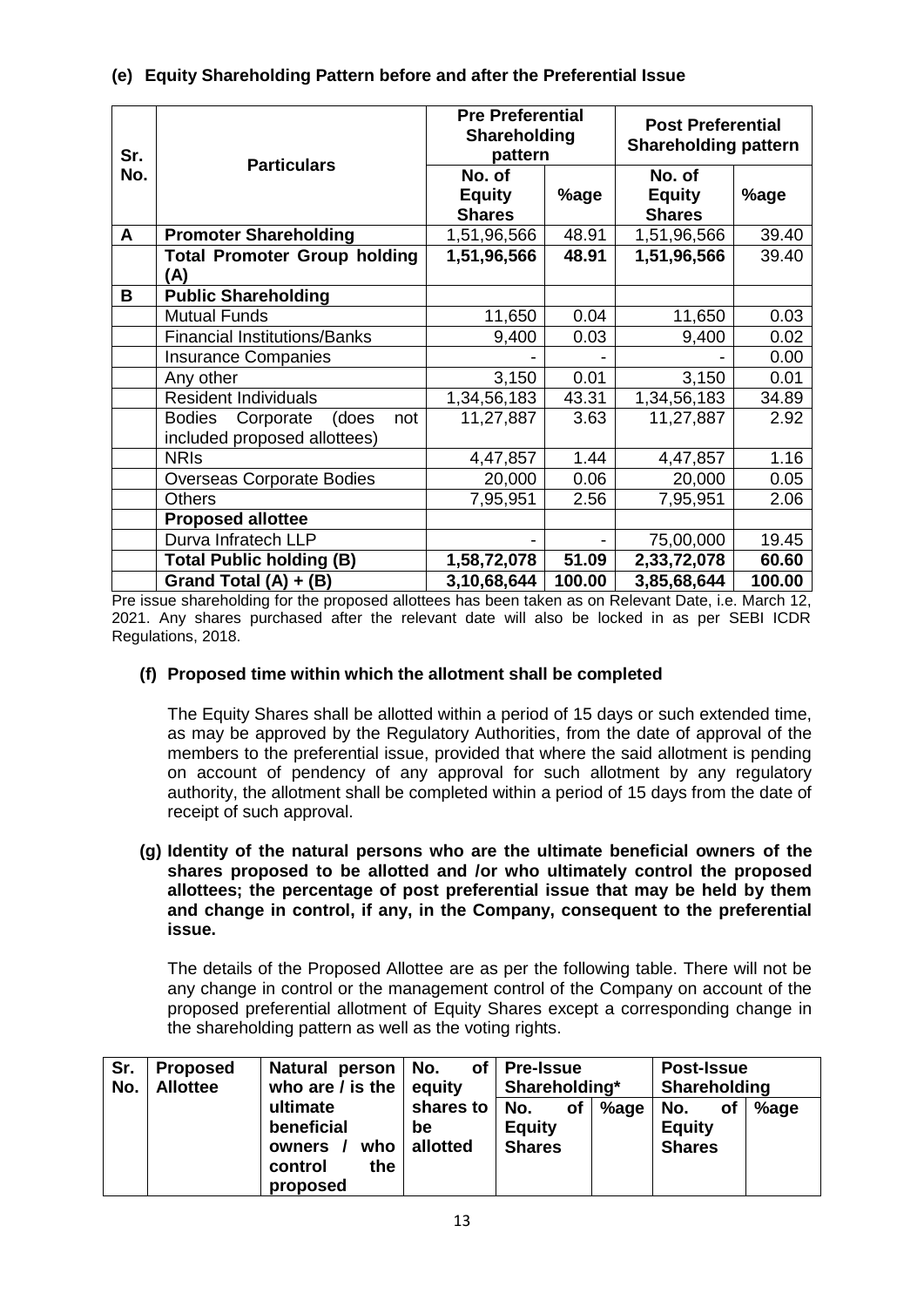**(e) Equity Shareholding Pattern before and after the Preferential Issue**

| Sr. No. | Particulars | Pre Preferential Shareholding pattern | | Post Preferential Shareholding pattern | |
|---|---|---|---|---|---|
| | | No. of Equity Shares | %age | No. of Equity Shares | %age |
| **A** | **Promoter Shareholding** | 1,51,96,566 | 48.91 | 1,51,96,566 | 39.40 |
| | **Total Promoter Group holding (A)** | **1,51,96,566** | **48.91** | **1,51,96,566** | 39.40 |
| **B** | **Public Shareholding** | | | | |
| | Mutual Funds | 11,650 | 0.04 | 11,650 | 0.03 |
| | Financial Institutions/Banks | 9,400 | 0.03 | 9,400 | 0.02 |
| | Insurance Companies | - | - | - | 0.00 |
| | Any other | 3,150 | 0.01 | 3,150 | 0.01 |
| | Resident Individuals | 1,34,56,183 | 43.31 | 1,34,56,183 | 34.89 |
| | Bodies Corporate (does not included proposed allottees) | 11,27,887 | 3.63 | 11,27,887 | 2.92 |
| | NRIs | 4,47,857 | 1.44 | 4,47,857 | 1.16 |
| | Overseas Corporate Bodies | 20,000 | 0.06 | 20,000 | 0.05 |
| | Others | 7,95,951 | 2.56 | 7,95,951 | 2.06 |
| | **Proposed allottee** | | | | |
| | Durva Infratech LLP | - | - | 75,00,000 | 19.45 |
| | **Total Public holding (B)** | **1,58,72,078** | **51.09** | **2,33,72,078** | **60.60** |
| | **Grand Total (A) + (B)** | **3,10,68,644** | **100.00** | **3,85,68,644** | **100.00** |

Pre issue shareholding for the proposed allottees has been taken as on Relevant Date, i.e. March 12, 2021. Any shares purchased after the relevant date will also be locked in as per SEBI ICDR Regulations, 2018.

**(f) Proposed time within which the allotment shall be completed**

The Equity Shares shall be allotted within a period of 15 days or such extended time, as may be approved by the Regulatory Authorities, from the date of approval of the members to the preferential issue, provided that where the said allotment is pending on account of pendency of any approval for such allotment by any regulatory authority, the allotment shall be completed within a period of 15 days from the date of receipt of such approval.

**(g) Identity of the natural persons who are the ultimate beneficial owners of the shares proposed to be allotted and /or who ultimately control the proposed allottees; the percentage of post preferential issue that may be held by them and change in control, if any, in the Company, consequent to the preferential issue.**

The details of the Proposed Allottee are as per the following table. There will not be any change in control or the management control of the Company on account of the proposed preferential allotment of Equity Shares except a corresponding change in the shareholding pattern as well as the voting rights.

| Sr. No. | Proposed Allottee | Natural person who are / is the ultimate beneficial owners / who control the proposed | No. of equity shares to be allotted | Pre-Issue Shareholding* | | Post-Issue Shareholding | |
|---|---|---|---|---|---|---|---|
| | | | | No. of Equity Shares | %age | No. of Equity Shares | %age |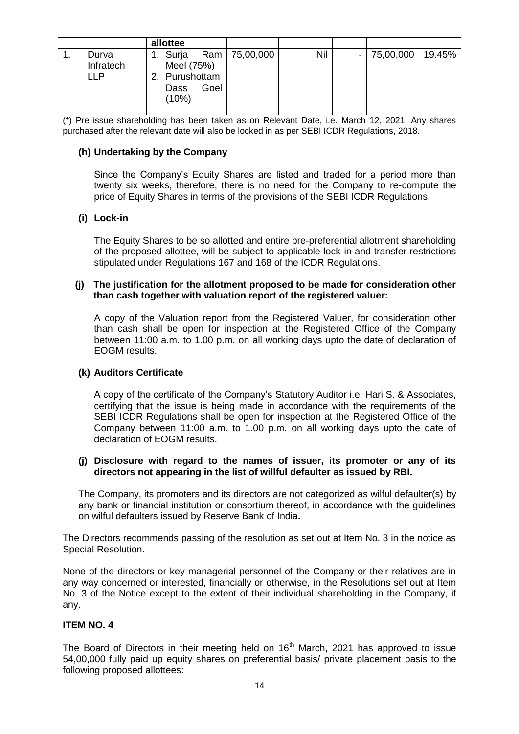| | | allottee | | | | | |
|---|---|---|---|---|---|---|---|
| 1. | Durva Infratech LLP | 1. Surja Ram Meel (75%) 2. Purushottam Dass Goel (10%) | 75,00,000 | Nil | - | 75,00,000 | 19.45% |

(*) Pre issue shareholding has been taken as on Relevant Date, i.e. March 12, 2021. Any shares purchased after the relevant date will also be locked in as per SEBI ICDR Regulations, 2018.

**(h) Undertaking by the Company**

Since the Company's Equity Shares are listed and traded for a period more than twenty six weeks, therefore, there is no need for the Company to re-compute the price of Equity Shares in terms of the provisions of the SEBI ICDR Regulations.

**(i) Lock-in**

The Equity Shares to be so allotted and entire pre-preferential allotment shareholding of the proposed allottee, will be subject to applicable lock-in and transfer restrictions stipulated under Regulations 167 and 168 of the ICDR Regulations.

**(j) The justification for the allotment proposed to be made for consideration other than cash together with valuation report of the registered valuer:**

A copy of the Valuation report from the Registered Valuer, for consideration other than cash shall be open for inspection at the Registered Office of the Company between 11:00 a.m. to 1.00 p.m. on all working days upto the date of declaration of EOGM results.

**(k) Auditors Certificate**

A copy of the certificate of the Company's Statutory Auditor i.e. Hari S. & Associates, certifying that the issue is being made in accordance with the requirements of the SEBI ICDR Regulations shall be open for inspection at the Registered Office of the Company between 11:00 a.m. to 1.00 p.m. on all working days upto the date of declaration of EOGM results.

**(j) Disclosure with regard to the names of issuer, its promoter or any of its directors not appearing in the list of willful defaulter as issued by RBI.**

The Company, its promoters and its directors are not categorized as wilful defaulter(s) by any bank or financial institution or consortium thereof, in accordance with the guidelines on wilful defaulters issued by Reserve Bank of India**.**

The Directors recommends passing of the resolution as set out at Item No. 3 in the notice as Special Resolution.

None of the directors or key managerial personnel of the Company or their relatives are in any way concerned or interested, financially or otherwise, in the Resolutions set out at Item No. 3 of the Notice except to the extent of their individual shareholding in the Company, if any.

**ITEM NO. 4**

The Board of Directors in their meeting held on 16th March, 2021 has approved to issue 54,00,000 fully paid up equity shares on preferential basis/ private placement basis to the following proposed allottees: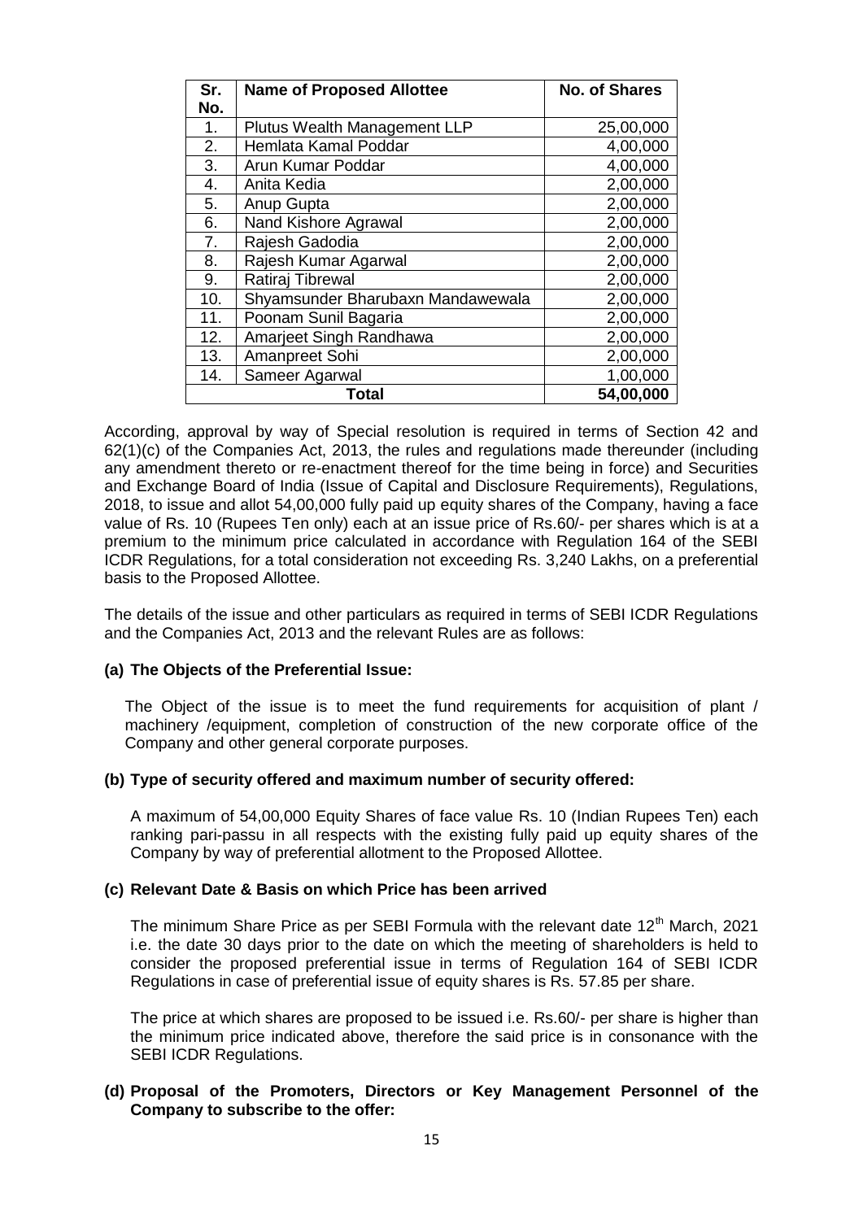| Sr. No. | Name of Proposed Allottee | No. of Shares |
|---|---|---|
| 1. | Plutus Wealth Management LLP | 25,00,000 |
| 2. | Hemlata Kamal Poddar | 4,00,000 |
| 3. | Arun Kumar Poddar | 4,00,000 |
| 4. | Anita Kedia | 2,00,000 |
| 5. | Anup Gupta | 2,00,000 |
| 6. | Nand Kishore Agrawal | 2,00,000 |
| 7. | Rajesh Gadodia | 2,00,000 |
| 8. | Rajesh Kumar Agarwal | 2,00,000 |
| 9. | Ratiraj Tibrewal | 2,00,000 |
| 10. | Shyamsunder Bharubaxn Mandawewala | 2,00,000 |
| 11. | Poonam Sunil Bagaria | 2,00,000 |
| 12. | Amarjeet Singh Randhawa | 2,00,000 |
| 13. | Amanpreet Sohi | 2,00,000 |
| 14. | Sameer Agarwal | 1,00,000 |
| **Total** | | **54,00,000** |

According, approval by way of Special resolution is required in terms of Section 42 and 62(1)(c) of the Companies Act, 2013, the rules and regulations made thereunder (including any amendment thereto or re-enactment thereof for the time being in force) and Securities and Exchange Board of India (Issue of Capital and Disclosure Requirements), Regulations, 2018, to issue and allot 54,00,000 fully paid up equity shares of the Company, having a face value of Rs. 10 (Rupees Ten only) each at an issue price of Rs.60/- per shares which is at a premium to the minimum price calculated in accordance with Regulation 164 of the SEBI ICDR Regulations, for a total consideration not exceeding Rs. 3,240 Lakhs, on a preferential basis to the Proposed Allottee.

The details of the issue and other particulars as required in terms of SEBI ICDR Regulations and the Companies Act, 2013 and the relevant Rules are as follows:

**(a) The Objects of the Preferential Issue:**

The Object of the issue is to meet the fund requirements for acquisition of plant / machinery /equipment, completion of construction of the new corporate office of the Company and other general corporate purposes.

**(b) Type of security offered and maximum number of security offered:**

A maximum of 54,00,000 Equity Shares of face value Rs. 10 (Indian Rupees Ten) each ranking pari-passu in all respects with the existing fully paid up equity shares of the Company by way of preferential allotment to the Proposed Allottee.

**(c) Relevant Date & Basis on which Price has been arrived**

The minimum Share Price as per SEBI Formula with the relevant date 12th March, 2021 i.e. the date 30 days prior to the date on which the meeting of shareholders is held to consider the proposed preferential issue in terms of Regulation 164 of SEBI ICDR Regulations in case of preferential issue of equity shares is Rs. 57.85 per share.

The price at which shares are proposed to be issued i.e. Rs.60/- per share is higher than the minimum price indicated above, therefore the said price is in consonance with the SEBI ICDR Regulations.

**(d) Proposal of the Promoters, Directors or Key Management Personnel of the Company to subscribe to the offer:**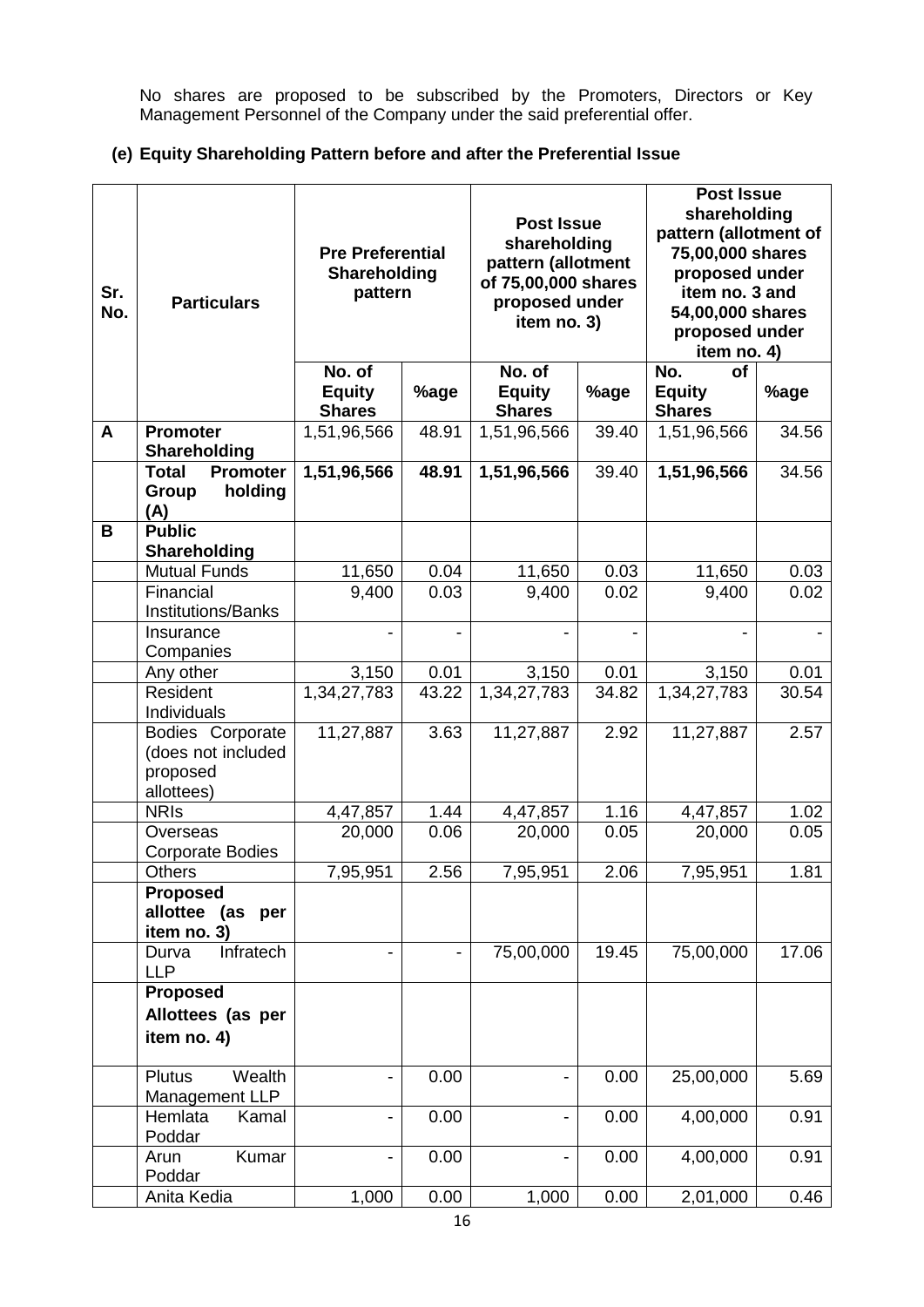No shares are proposed to be subscribed by the Promoters, Directors or Key Management Personnel of the Company under the said preferential offer.

**(e) Equity Shareholding Pattern before and after the Preferential Issue**

| Sr. No. | Particulars | Pre Preferential Shareholding pattern | | Post Issue shareholding pattern (allotment of 75,00,000 shares proposed under item no. 3) | | Post Issue shareholding pattern (allotment of 75,00,000 shares proposed under item no. 3 and 54,00,000 shares proposed under item no. 4) | |
|---|---|---|---|---|---|---|---|
| | | No. of Equity Shares | %age | No. of Equity Shares | %age | No. of Equity Shares | %age |
| A | **Promoter Shareholding** | 1,51,96,566 | 48.91 | 1,51,96,566 | 39.40 | 1,51,96,566 | 34.56 |
| | **Total Promoter Group holding (A)** | **1,51,96,566** | **48.91** | **1,51,96,566** | 39.40 | **1,51,96,566** | 34.56 |
| B | **Public Shareholding** | | | | | | |
| | Mutual Funds | 11,650 | 0.04 | 11,650 | 0.03 | 11,650 | 0.03 |
| | Financial Institutions/Banks | 9,400 | 0.03 | 9,400 | 0.02 | 9,400 | 0.02 |
| | Insurance Companies | - | - | - | - | - | - |
| | Any other | 3,150 | 0.01 | 3,150 | 0.01 | 3,150 | 0.01 |
| | Resident Individuals | 1,34,27,783 | 43.22 | 1,34,27,783 | 34.82 | 1,34,27,783 | 30.54 |
| | Bodies Corporate (does not included proposed allottees) | 11,27,887 | 3.63 | 11,27,887 | 2.92 | 11,27,887 | 2.57 |
| | NRIs | 4,47,857 | 1.44 | 4,47,857 | 1.16 | 4,47,857 | 1.02 |
| | Overseas Corporate Bodies | 20,000 | 0.06 | 20,000 | 0.05 | 20,000 | 0.05 |
| | Others | 7,95,951 | 2.56 | 7,95,951 | 2.06 | 7,95,951 | 1.81 |
| | **Proposed allottee (as per item no. 3)** | | | | | | |
| | Durva Infratech LLP | - | - | 75,00,000 | 19.45 | 75,00,000 | 17.06 |
| | **Proposed Allottees (as per item no. 4)** | | | | | | |
| | Plutus Wealth Management LLP | - | 0.00 | - | 0.00 | 25,00,000 | 5.69 |
| | Hemlata Kamal Poddar | - | 0.00 | - | 0.00 | 4,00,000 | 0.91 |
| | Arun Kumar Poddar | - | 0.00 | - | 0.00 | 4,00,000 | 0.91 |
| | Anita Kedia | 1,000 | 0.00 | 1,000 | 0.00 | 2,01,000 | 0.46 |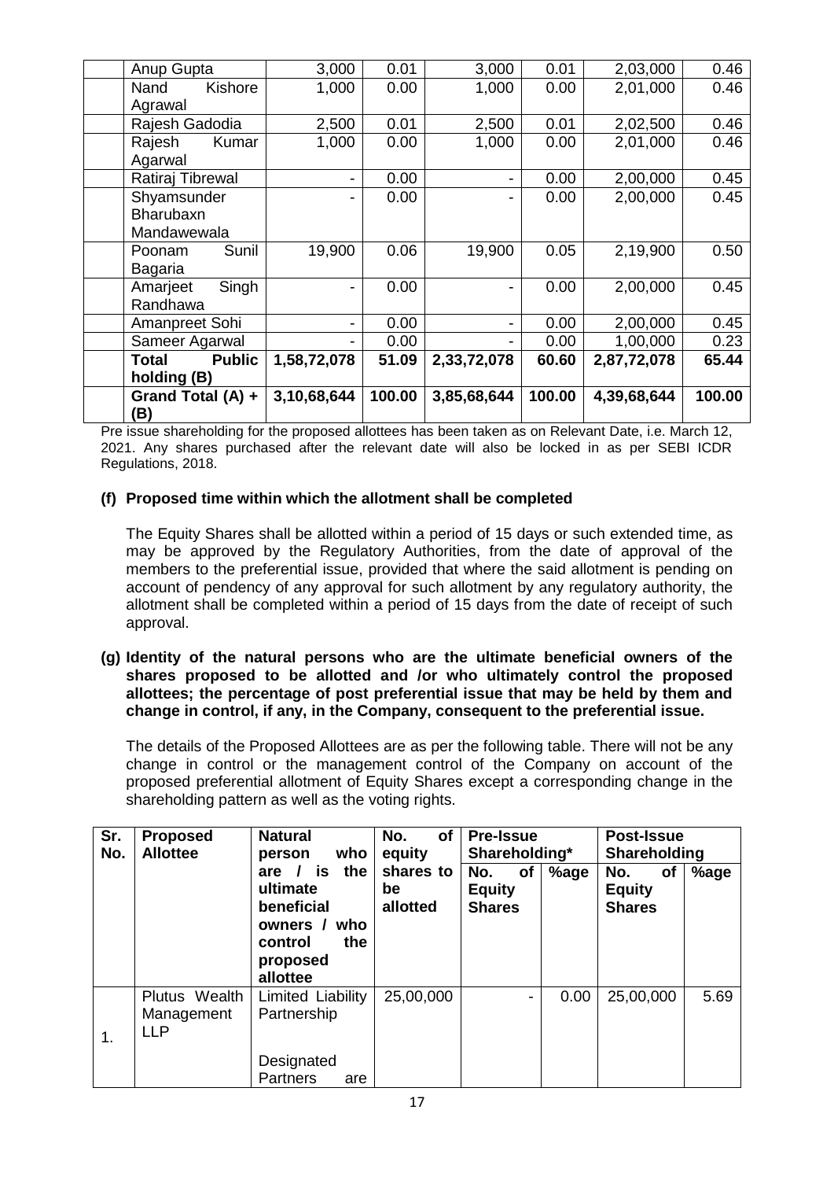| | | | | | | | |
|---|---|---|---|---|---|---|---|
| | Anup Gupta | 3,000 | 0.01 | 3,000 | 0.01 | 2,03,000 | 0.46 |
| | Nand Kishore Agrawal | 1,000 | 0.00 | 1,000 | 0.00 | 2,01,000 | 0.46 |
| | Rajesh Gadodia | 2,500 | 0.01 | 2,500 | 0.01 | 2,02,500 | 0.46 |
| | Rajesh Kumar Agarwal | 1,000 | 0.00 | 1,000 | 0.00 | 2,01,000 | 0.46 |
| | Ratiraj Tibrewal | - | 0.00 | - | 0.00 | 2,00,000 | 0.45 |
| | Shyamsunder Bharubaxn Mandawewala | - | 0.00 | - | 0.00 | 2,00,000 | 0.45 |
| | Poonam Sunil Bagaria | 19,900 | 0.06 | 19,900 | 0.05 | 2,19,900 | 0.50 |
| | Amarjeet Singh Randhawa | - | 0.00 | - | 0.00 | 2,00,000 | 0.45 |
| | Amanpreet Sohi | - | 0.00 | - | 0.00 | 2,00,000 | 0.45 |
| | Sameer Agarwal | - | 0.00 | - | 0.00 | 1,00,000 | 0.23 |
| | **Total Public holding (B)** | **1,58,72,078** | **51.09** | **2,33,72,078** | **60.60** | **2,87,72,078** | **65.44** |
| | **Grand Total (A) + (B)** | **3,10,68,644** | **100.00** | **3,85,68,644** | **100.00** | **4,39,68,644** | **100.00** |

Pre issue shareholding for the proposed allottees has been taken as on Relevant Date, i.e. March 12, 2021. Any shares purchased after the relevant date will also be locked in as per SEBI ICDR Regulations, 2018.

**(f) Proposed time within which the allotment shall be completed**

The Equity Shares shall be allotted within a period of 15 days or such extended time, as may be approved by the Regulatory Authorities, from the date of approval of the members to the preferential issue, provided that where the said allotment is pending on account of pendency of any approval for such allotment by any regulatory authority, the allotment shall be completed within a period of 15 days from the date of receipt of such approval.

**(g) Identity of the natural persons who are the ultimate beneficial owners of the shares proposed to be allotted and /or who ultimately control the proposed allottees; the percentage of post preferential issue that may be held by them and change in control, if any, in the Company, consequent to the preferential issue.**

The details of the Proposed Allottees are as per the following table. There will not be any change in control or the management control of the Company on account of the proposed preferential allotment of Equity Shares except a corresponding change in the shareholding pattern as well as the voting rights.

| Sr. No. | Proposed Allottee | Natural person who are / is the ultimate beneficial owners / who control the proposed allottee | No. of equity shares to be allotted | Pre-Issue Shareholding* | | Post-Issue Shareholding | |
|---|---|---|---|---|---|---|---|
| | | | | No. of Equity Shares | %age | No. of Equity Shares | %age |
| 1. | Plutus Wealth Management LLP | Limited Liability Partnership<br><br>Designated Partners are | 25,00,000 | - | 0.00 | 25,00,000 | 5.69 |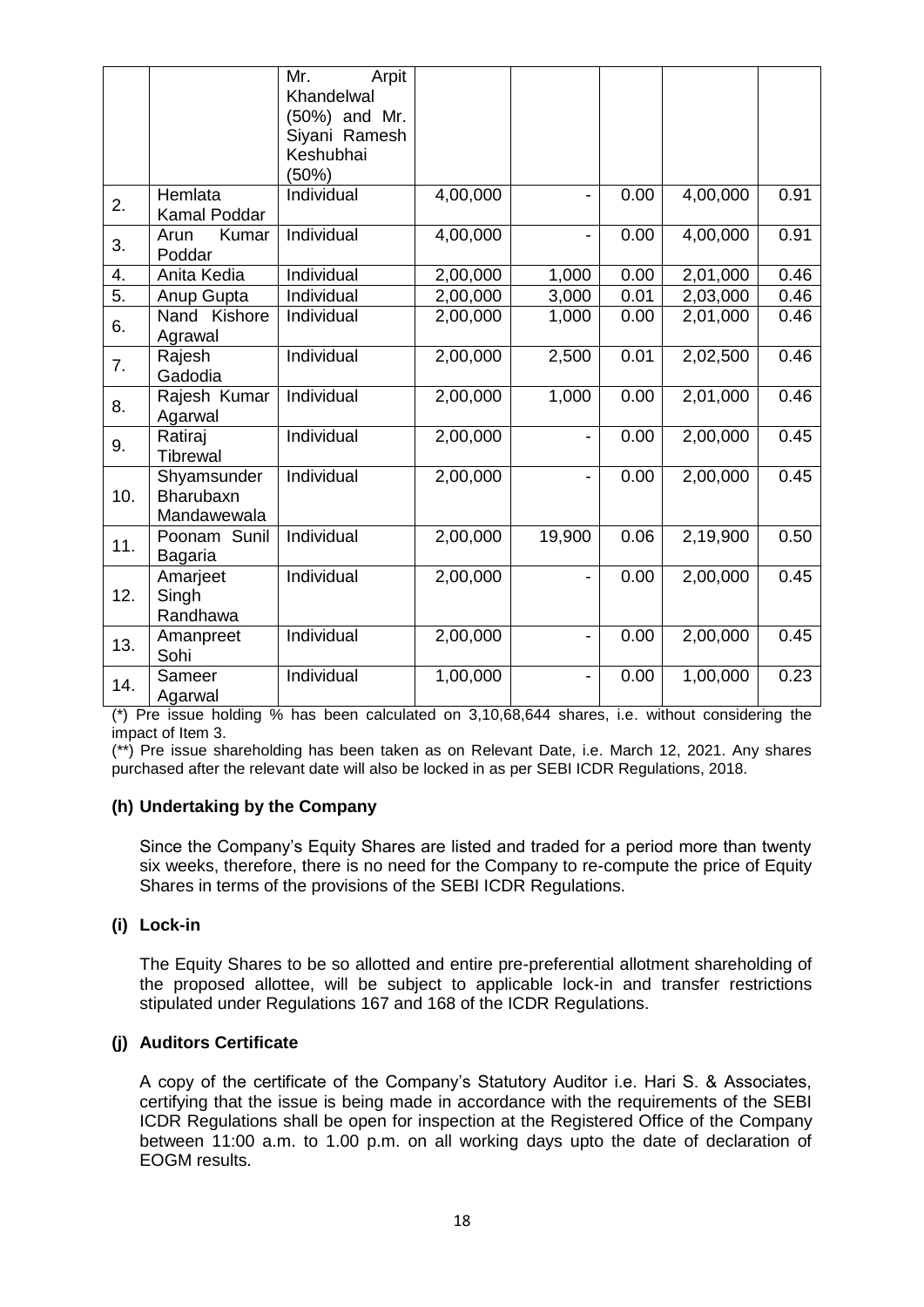|  |  | Mr. Arpit Khandelwal (50%) and Mr. Siyani Ramesh Keshubhai (50%) |  |  |  |  |  |
|---|---|---|---|---|---|---|---|
| 2. | Hemlata Kamal Poddar | Individual | 4,00,000 | - | 0.00 | 4,00,000 | 0.91 |
| 3. | Arun Kumar Poddar | Individual | 4,00,000 | - | 0.00 | 4,00,000 | 0.91 |
| 4. | Anita Kedia | Individual | 2,00,000 | 1,000 | 0.00 | 2,01,000 | 0.46 |
| 5. | Anup Gupta | Individual | 2,00,000 | 3,000 | 0.01 | 2,03,000 | 0.46 |
| 6. | Nand Kishore Agrawal | Individual | 2,00,000 | 1,000 | 0.00 | 2,01,000 | 0.46 |
| 7. | Rajesh Gadodia | Individual | 2,00,000 | 2,500 | 0.01 | 2,02,500 | 0.46 |
| 8. | Rajesh Kumar Agarwal | Individual | 2,00,000 | 1,000 | 0.00 | 2,01,000 | 0.46 |
| 9. | Ratiraj Tibrewal | Individual | 2,00,000 | - | 0.00 | 2,00,000 | 0.45 |
| 10. | Shyamsunder Bharubaxn Mandawewala | Individual | 2,00,000 | - | 0.00 | 2,00,000 | 0.45 |
| 11. | Poonam Sunil Bagaria | Individual | 2,00,000 | 19,900 | 0.06 | 2,19,900 | 0.50 |
| 12. | Amarjeet Singh Randhawa | Individual | 2,00,000 | - | 0.00 | 2,00,000 | 0.45 |
| 13. | Amanpreet Sohi | Individual | 2,00,000 | - | 0.00 | 2,00,000 | 0.45 |
| 14. | Sameer Agarwal | Individual | 1,00,000 | - | 0.00 | 1,00,000 | 0.23 |

(*) Pre issue holding % has been calculated on 3,10,68,644 shares, i.e. without considering the impact of Item 3.

(**) Pre issue shareholding has been taken as on Relevant Date, i.e. March 12, 2021. Any shares purchased after the relevant date will also be locked in as per SEBI ICDR Regulations, 2018.

### (h) Undertaking by the Company

Since the Company's Equity Shares are listed and traded for a period more than twenty six weeks, therefore, there is no need for the Company to re-compute the price of Equity Shares in terms of the provisions of the SEBI ICDR Regulations.

### (i) Lock-in

The Equity Shares to be so allotted and entire pre-preferential allotment shareholding of the proposed allottee, will be subject to applicable lock-in and transfer restrictions stipulated under Regulations 167 and 168 of the ICDR Regulations.

### (j) Auditors Certificate

A copy of the certificate of the Company's Statutory Auditor i.e. Hari S. & Associates, certifying that the issue is being made in accordance with the requirements of the SEBI ICDR Regulations shall be open for inspection at the Registered Office of the Company between 11:00 a.m. to 1.00 p.m. on all working days upto the date of declaration of EOGM results.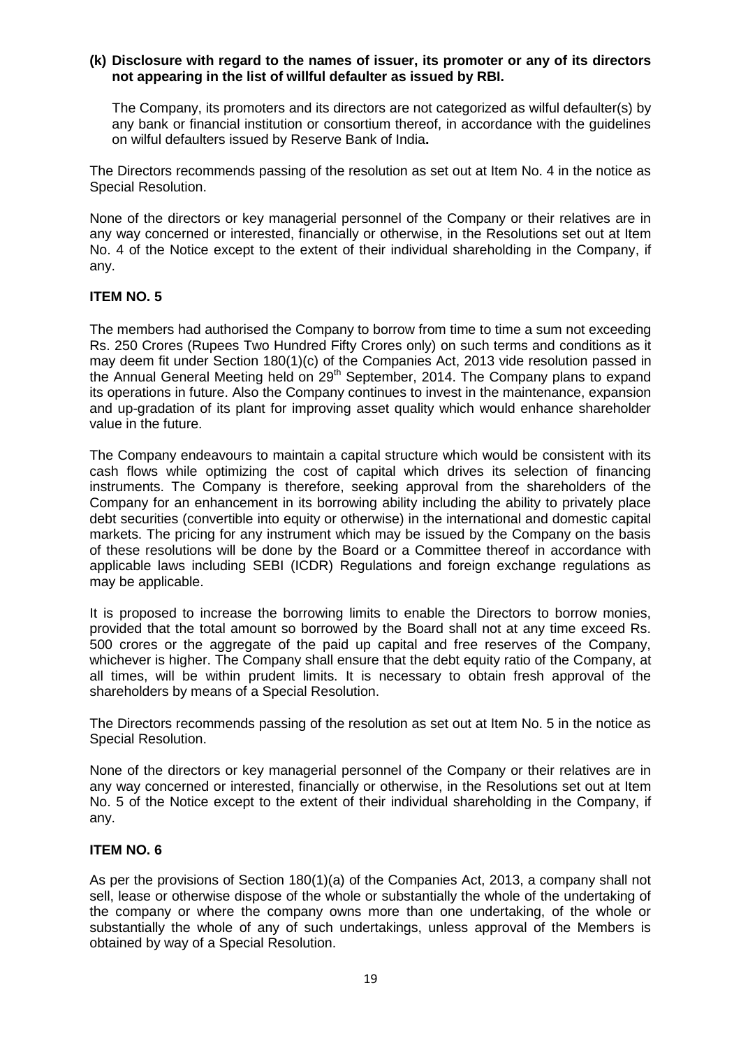**(k) Disclosure with regard to the names of issuer, its promoter or any of its directors not appearing in the list of willful defaulter as issued by RBI.**

The Company, its promoters and its directors are not categorized as wilful defaulter(s) by any bank or financial institution or consortium thereof, in accordance with the guidelines on wilful defaulters issued by Reserve Bank of India**.**

The Directors recommends passing of the resolution as set out at Item No. 4 in the notice as Special Resolution.

None of the directors or key managerial personnel of the Company or their relatives are in any way concerned or interested, financially or otherwise, in the Resolutions set out at Item No. 4 of the Notice except to the extent of their individual shareholding in the Company, if any.

**ITEM NO. 5**

The members had authorised the Company to borrow from time to time a sum not exceeding Rs. 250 Crores (Rupees Two Hundred Fifty Crores only) on such terms and conditions as it may deem fit under Section 180(1)(c) of the Companies Act, 2013 vide resolution passed in the Annual General Meeting held on 29th September, 2014. The Company plans to expand its operations in future. Also the Company continues to invest in the maintenance, expansion and up-gradation of its plant for improving asset quality which would enhance shareholder value in the future.

The Company endeavours to maintain a capital structure which would be consistent with its cash flows while optimizing the cost of capital which drives its selection of financing instruments. The Company is therefore, seeking approval from the shareholders of the Company for an enhancement in its borrowing ability including the ability to privately place debt securities (convertible into equity or otherwise) in the international and domestic capital markets. The pricing for any instrument which may be issued by the Company on the basis of these resolutions will be done by the Board or a Committee thereof in accordance with applicable laws including SEBI (ICDR) Regulations and foreign exchange regulations as may be applicable.

It is proposed to increase the borrowing limits to enable the Directors to borrow monies, provided that the total amount so borrowed by the Board shall not at any time exceed Rs. 500 crores or the aggregate of the paid up capital and free reserves of the Company, whichever is higher. The Company shall ensure that the debt equity ratio of the Company, at all times, will be within prudent limits. It is necessary to obtain fresh approval of the shareholders by means of a Special Resolution.

The Directors recommends passing of the resolution as set out at Item No. 5 in the notice as Special Resolution.

None of the directors or key managerial personnel of the Company or their relatives are in any way concerned or interested, financially or otherwise, in the Resolutions set out at Item No. 5 of the Notice except to the extent of their individual shareholding in the Company, if any.

**ITEM NO. 6**

As per the provisions of Section 180(1)(a) of the Companies Act, 2013, a company shall not sell, lease or otherwise dispose of the whole or substantially the whole of the undertaking of the company or where the company owns more than one undertaking, of the whole or substantially the whole of any of such undertakings, unless approval of the Members is obtained by way of a Special Resolution.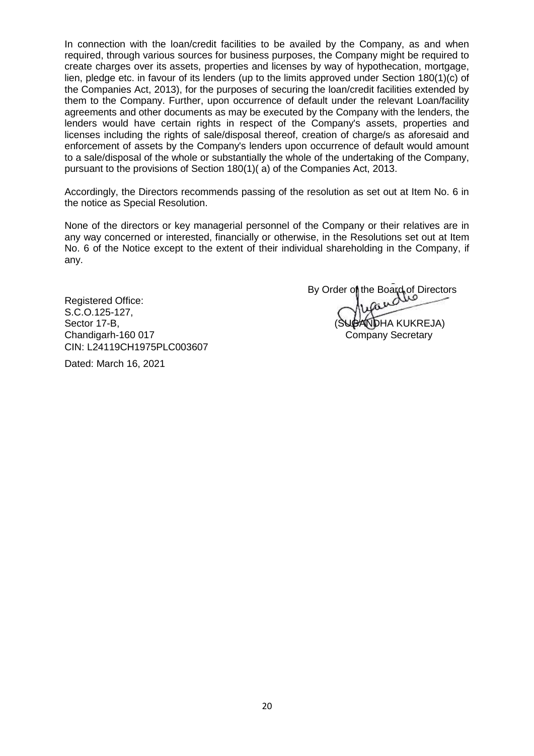In connection with the loan/credit facilities to be availed by the Company, as and when required, through various sources for business purposes, the Company might be required to create charges over its assets, properties and licenses by way of hypothecation, mortgage, lien, pledge etc. in favour of its lenders (up to the limits approved under Section 180(1)(c) of the Companies Act, 2013), for the purposes of securing the loan/credit facilities extended by them to the Company. Further, upon occurrence of default under the relevant Loan/facility agreements and other documents as may be executed by the Company with the lenders, the lenders would have certain rights in respect of the Company's assets, properties and licenses including the rights of sale/disposal thereof, creation of charge/s as aforesaid and enforcement of assets by the Company's lenders upon occurrence of default would amount to a sale/disposal of the whole or substantially the whole of the undertaking of the Company, pursuant to the provisions of Section 180(1)( a) of the Companies Act, 2013.

Accordingly, the Directors recommends passing of the resolution as set out at Item No. 6 in the notice as Special Resolution.

None of the directors or key managerial personnel of the Company or their relatives are in any way concerned or interested, financially or otherwise, in the Resolutions set out at Item No. 6 of the Notice except to the extent of their individual shareholding in the Company, if any.

By Order of the Board of Directors

(SUGANDHA KUKREJA)
Company Secretary

Registered Office:
S.C.O.125-127,
Sector 17-B,
Chandigarh-160 017
CIN: L24119CH1975PLC003607

Dated: March 16, 2021